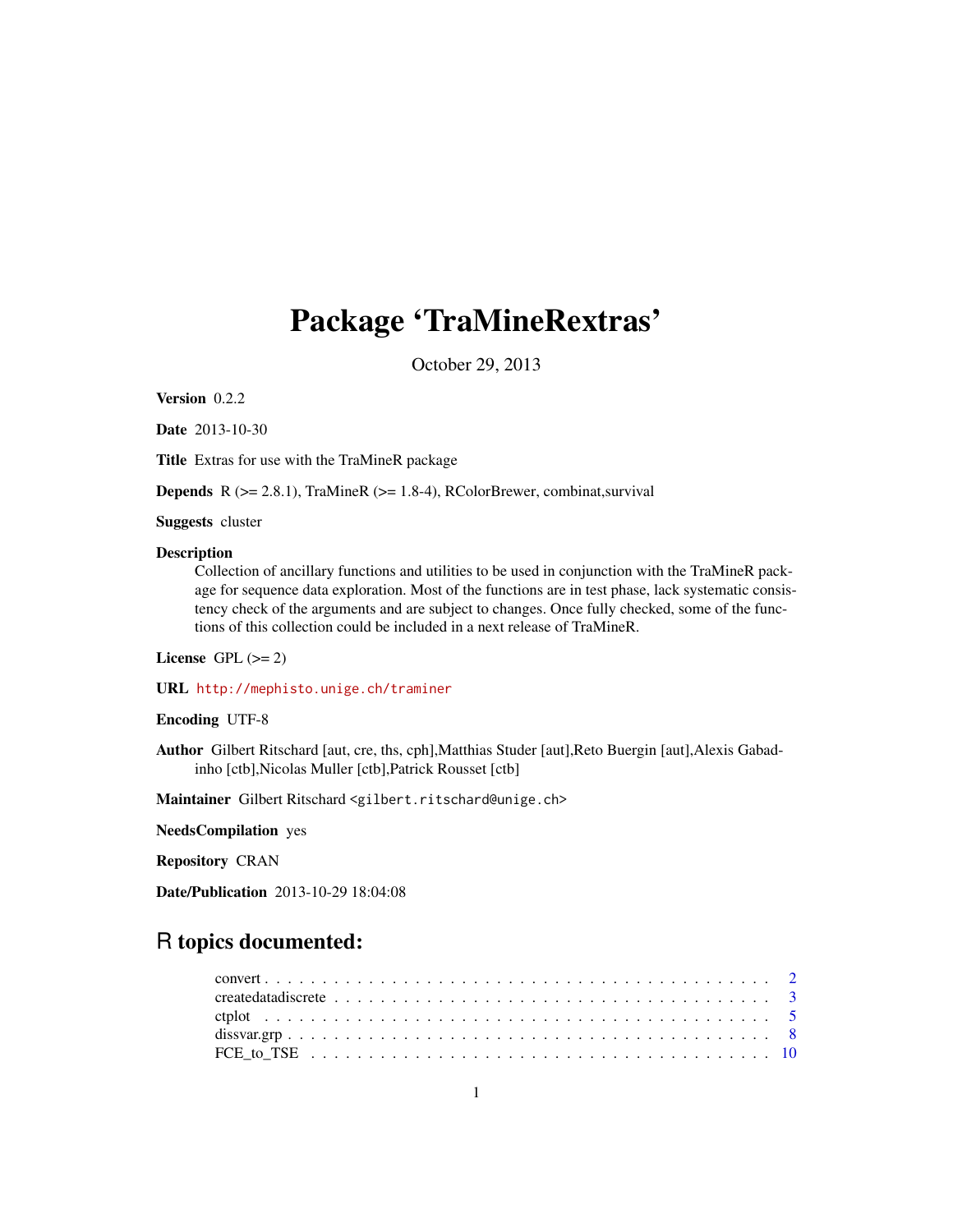# Package ‘TraMineRextras’

October 29, 2013

**Version** 0.2.2

**Date** 2013-10-30

**Title** Extras for use with the TraMineR package

**Depends** R (>= 2.8.1), TraMineR (>= 1.8-4), RColorBrewer, combinat,survival

**Suggests** cluster

**Description**
Collection of ancillary functions and utilities to be used in conjunction with the TraMineR package for sequence data exploration. Most of the functions are in test phase, lack systematic consistency check of the arguments and are subject to changes. Once fully checked, some of the functions of this collection could be included in a next release of TraMineR.

**License** GPL (>= 2)

**URL** http://mephisto.unige.ch/traminer

**Encoding** UTF-8

**Author** Gilbert Ritschard [aut, cre, ths, cph],Matthias Studer [aut],Reto Buergin [aut],Alexis Gabadinho [ctb],Nicolas Muller [ctb],Patrick Rousset [ctb]

**Maintainer** Gilbert Ritschard <gilbert.ritschard@unige.ch>

**NeedsCompilation** yes

**Repository** CRAN

**Date/Publication** 2013-10-29 18:04:08

## R topics documented:

- convert . . . . . . . . . . . . . . . . . . . . . . . . . . . . . . . . . . . . . . . . . . 2
- createdatadiscrete . . . . . . . . . . . . . . . . . . . . . . . . . . . . . . . . . . . . 3
- ctplot . . . . . . . . . . . . . . . . . . . . . . . . . . . . . . . . . . . . . . . . . . . 5
- dissvar.grp . . . . . . . . . . . . . . . . . . . . . . . . . . . . . . . . . . . . . . . . 8
- FCE_to_TSE . . . . . . . . . . . . . . . . . . . . . . . . . . . . . . . . . . . . . . . 10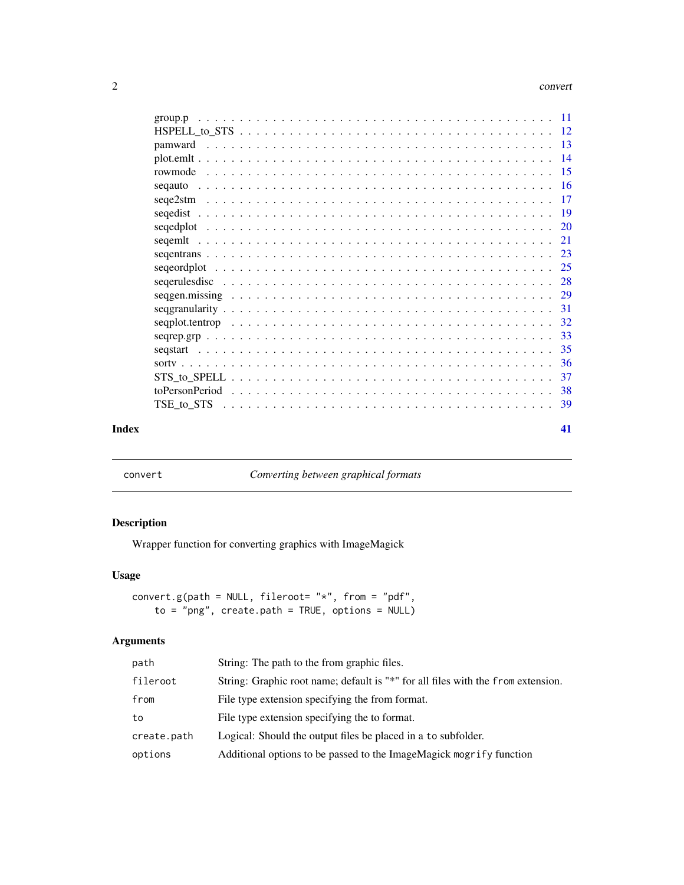group.p . . . . . . . . . . . . . . . . . . . . . . . . . . . . . . . . . . . . . . . . 11
HSPELL_to_STS . . . . . . . . . . . . . . . . . . . . . . . . . . . . . . . . . . . . 12
pamward . . . . . . . . . . . . . . . . . . . . . . . . . . . . . . . . . . . . . . . . 13
plot.emlt . . . . . . . . . . . . . . . . . . . . . . . . . . . . . . . . . . . . . . . . 14
rowmode . . . . . . . . . . . . . . . . . . . . . . . . . . . . . . . . . . . . . . . . 15
seqauto . . . . . . . . . . . . . . . . . . . . . . . . . . . . . . . . . . . . . . . . 16
seqe2stm . . . . . . . . . . . . . . . . . . . . . . . . . . . . . . . . . . . . . . . . 17
seqedist . . . . . . . . . . . . . . . . . . . . . . . . . . . . . . . . . . . . . . . . 19
seqedplot . . . . . . . . . . . . . . . . . . . . . . . . . . . . . . . . . . . . . . . . 20
seqemlt . . . . . . . . . . . . . . . . . . . . . . . . . . . . . . . . . . . . . . . . 21
seqentrans . . . . . . . . . . . . . . . . . . . . . . . . . . . . . . . . . . . . . . . . 23
seqeordplot . . . . . . . . . . . . . . . . . . . . . . . . . . . . . . . . . . . . . . . . 25
seqerulesdisc . . . . . . . . . . . . . . . . . . . . . . . . . . . . . . . . . . . . . . . . 28
seqgen.missing . . . . . . . . . . . . . . . . . . . . . . . . . . . . . . . . . . . . . . . . 29
seqgranularity . . . . . . . . . . . . . . . . . . . . . . . . . . . . . . . . . . . . . . . . 31
seqplot.tentrop . . . . . . . . . . . . . . . . . . . . . . . . . . . . . . . . . . . . . . . . 32
seqrep.grp . . . . . . . . . . . . . . . . . . . . . . . . . . . . . . . . . . . . . . . . 33
seqstart . . . . . . . . . . . . . . . . . . . . . . . . . . . . . . . . . . . . . . . . 35
sortv . . . . . . . . . . . . . . . . . . . . . . . . . . . . . . . . . . . . . . . . 36
STS_to_SPELL . . . . . . . . . . . . . . . . . . . . . . . . . . . . . . . . . . . . . . . . 37
toPersonPeriod . . . . . . . . . . . . . . . . . . . . . . . . . . . . . . . . . . . . . . . . 38
TSE_to_STS . . . . . . . . . . . . . . . . . . . . . . . . . . . . . . . . . . . . . . . . 39

**Index** 41

---

convert — *Converting between graphical formats*

---

## Description

Wrapper function for converting graphics with ImageMagick

## Usage

```
convert.g(path = NULL, fileroot= "*", from = "pdf",
    to = "png", create.path = TRUE, options = NULL)
```

## Arguments

| | |
|---|---|
| `path` | String: The path to the from graphic files. |
| `fileroot` | String: Graphic root name; default is "*" for all files with the `from` extension. |
| `from` | File type extension specifying the from format. |
| `to` | File type extension specifying the to format. |
| `create.path` | Logical: Should the output files be placed in a `to` subfolder. |
| `options` | Additional options to be passed to the ImageMagick `mogrify` function |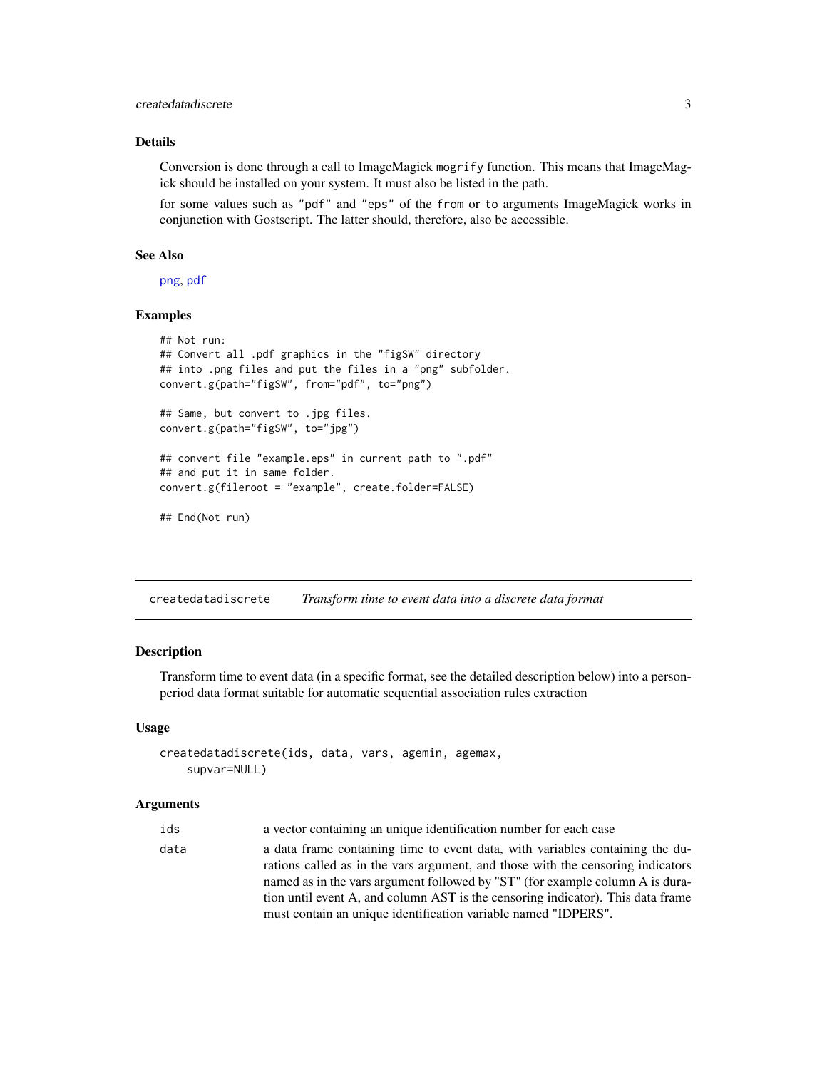### Details

Conversion is done through a call to ImageMagick `mogrify` function. This means that ImageMagick should be installed on your system. It must also be listed in the path.

for some values such as "pdf" and "eps" of the `from` or `to` arguments ImageMagick works in conjunction with Gostscript. The latter should, therefore, also be accessible.

### See Also

png, pdf

### Examples

```
## Not run:
## Convert all .pdf graphics in the "figSW" directory
## into .png files and put the files in a "png" subfolder.
convert.g(path="figSW", from="pdf", to="png")

## Same, but convert to .jpg files.
convert.g(path="figSW", to="jpg")

## convert file "example.eps" in current path to ".pdf"
## and put it in same folder.
convert.g(fileroot = "example", create.folder=FALSE)

## End(Not run)
```

---

## createdatadiscrete    *Transform time to event data into a discrete data format*

### Description

Transform time to event data (in a specific format, see the detailed description below) into a person-period data format suitable for automatic sequential association rules extraction

### Usage

```
createdatadiscrete(ids, data, vars, agemin, agemax,
    supvar=NULL)
```

### Arguments

| | |
|---|---|
| `ids` | a vector containing an unique identification number for each case |
| `data` | a data frame containing time to event data, with variables containing the durations called as in the vars argument, and those with the censoring indicators named as in the vars argument followed by "ST" (for example column A is duration until event A, and column AST is the censoring indicator). This data frame must contain an unique identification variable named "IDPERS". |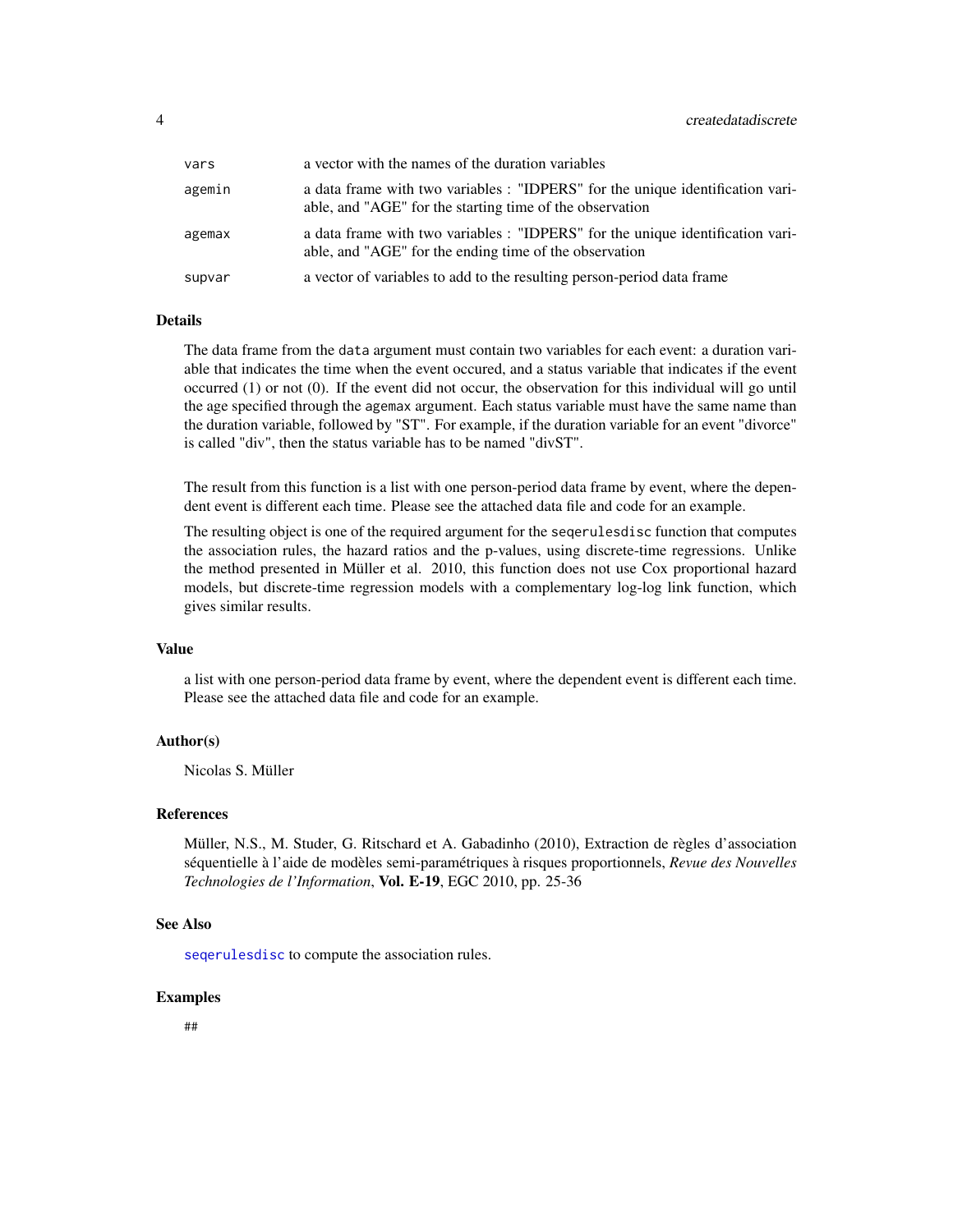| | |
|---|---|
| `vars` | a vector with the names of the duration variables |
| `agemin` | a data frame with two variables : "IDPERS" for the unique identification variable, and "AGE" for the starting time of the observation |
| `agemax` | a data frame with two variables : "IDPERS" for the unique identification variable, and "AGE" for the ending time of the observation |
| `supvar` | a vector of variables to add to the resulting person-period data frame |

### Details

The data frame from the `data` argument must contain two variables for each event: a duration variable that indicates the time when the event occured, and a status variable that indicates if the event occurred (1) or not (0). If the event did not occur, the observation for this individual will go until the age specified through the `agemax` argument. Each status variable must have the same name than the duration variable, followed by "ST". For example, if the duration variable for an event "divorce" is called "div", then the status variable has to be named "divST".

The result from this function is a list with one person-period data frame by event, where the dependent event is different each time. Please see the attached data file and code for an example.

The resulting object is one of the required argument for the `seqerulesdisc` function that computes the association rules, the hazard ratios and the p-values, using discrete-time regressions. Unlike the method presented in Müller et al. 2010, this function does not use Cox proportional hazard models, but discrete-time regression models with a complementary log-log link function, which gives similar results.

### Value

a list with one person-period data frame by event, where the dependent event is different each time. Please see the attached data file and code for an example.

### Author(s)

Nicolas S. Müller

### References

Müller, N.S., M. Studer, G. Ritschard et A. Gabadinho (2010), Extraction de règles d'association séquentielle à l'aide de modèles semi-paramétriques à risques proportionnels, *Revue des Nouvelles Technologies de l'Information*, **Vol. E-19**, EGC 2010, pp. 25-36

### See Also

`seqerulesdisc` to compute the association rules.

### Examples

```
##
```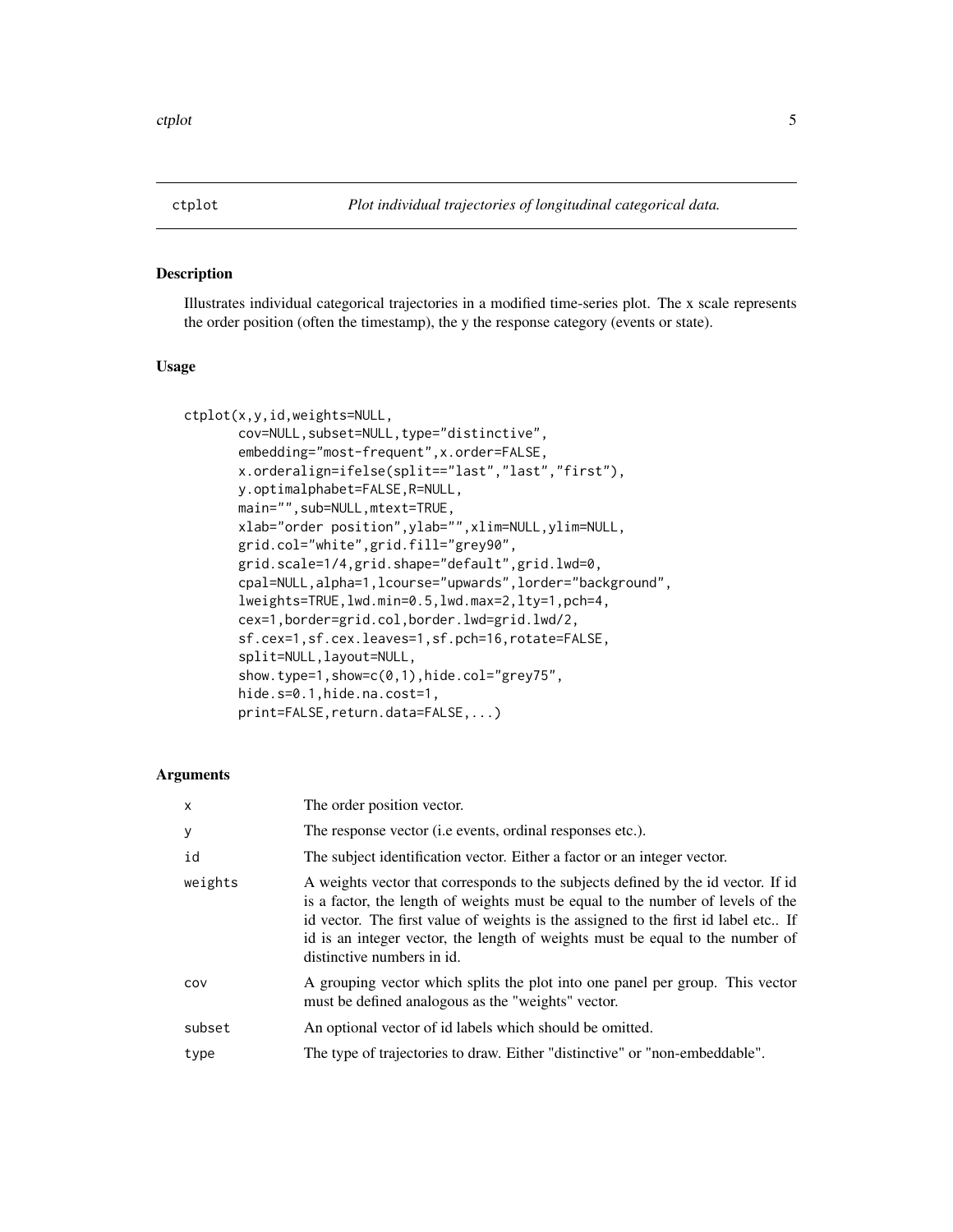ctplot *Plot individual trajectories of longitudinal categorical data.*

## Description

Illustrates individual categorical trajectories in a modified time-series plot. The x scale represents the order position (often the timestamp), the y the response category (events or state).

## Usage

```
ctplot(x,y,id,weights=NULL,
       cov=NULL,subset=NULL,type="distinctive",
       embedding="most-frequent",x.order=FALSE,
       x.orderalign=ifelse(split=="last","last","first"),
       y.optimalphabet=FALSE,R=NULL,
       main="",sub=NULL,mtext=TRUE,
       xlab="order position",ylab="",xlim=NULL,ylim=NULL,
       grid.col="white",grid.fill="grey90",
       grid.scale=1/4,grid.shape="default",grid.lwd=0,
       cpal=NULL,alpha=1,lcourse="upwards",lorder="background",
       lweights=TRUE,lwd.min=0.5,lwd.max=2,lty=1,pch=4,
       cex=1,border=grid.col,border.lwd=grid.lwd/2,
       sf.cex=1,sf.cex.leaves=1,sf.pch=16,rotate=FALSE,
       split=NULL,layout=NULL,
       show.type=1,show=c(0,1),hide.col="grey75",
       hide.s=0.1,hide.na.cost=1,
       print=FALSE,return.data=FALSE,...)
```

## Arguments

| | |
|---|---|
| x | The order position vector. |
| y | The response vector (i.e events, ordinal responses etc.). |
| id | The subject identification vector. Either a factor or an integer vector. |
| weights | A weights vector that corresponds to the subjects defined by the id vector. If id is a factor, the length of weights must be equal to the number of levels of the id vector. The first value of weights is the assigned to the first id label etc.. If id is an integer vector, the length of weights must be equal to the number of distinctive numbers in id. |
| cov | A grouping vector which splits the plot into one panel per group. This vector must be defined analogous as the "weights" vector. |
| subset | An optional vector of id labels which should be omitted. |
| type | The type of trajectories to draw. Either "distinctive" or "non-embeddable". |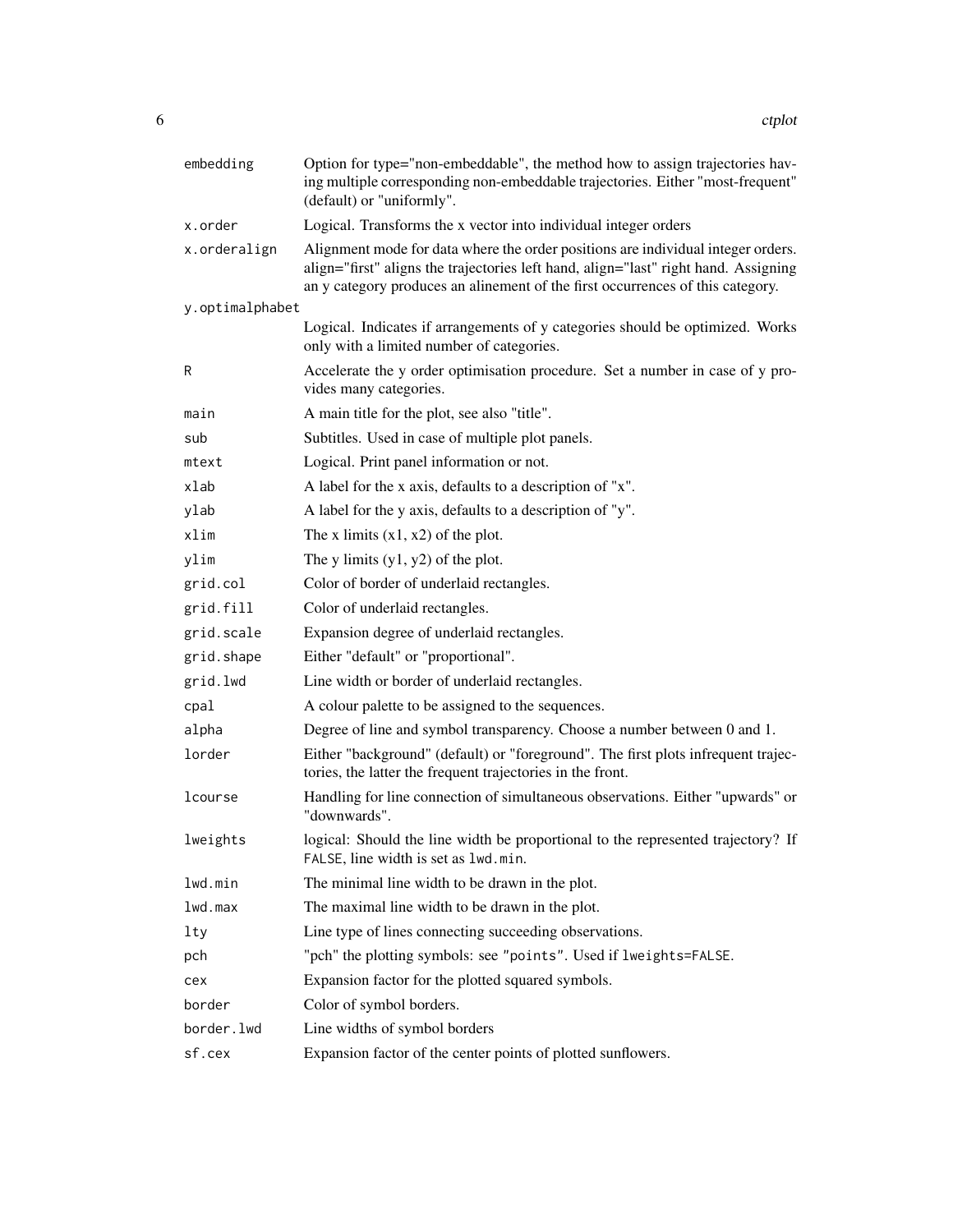| | |
|---|---|
| `embedding` | Option for type="non-embeddable", the method how to assign trajectories having multiple corresponding non-embeddable trajectories. Either "most-frequent" (default) or "uniformly". |
| `x.order` | Logical. Transforms the x vector into individual integer orders |
| `x.orderalign` | Alignment mode for data where the order positions are individual integer orders. align="first" aligns the trajectories left hand, align="last" right hand. Assigning an y category produces an alinement of the first occurrences of this category. |
| `y.optimalphabet` | Logical. Indicates if arrangements of y categories should be optimized. Works only with a limited number of categories. |
| `R` | Accelerate the y order optimisation procedure. Set a number in case of y provides many categories. |
| `main` | A main title for the plot, see also "title". |
| `sub` | Subtitles. Used in case of multiple plot panels. |
| `mtext` | Logical. Print panel information or not. |
| `xlab` | A label for the x axis, defaults to a description of "x". |
| `ylab` | A label for the y axis, defaults to a description of "y". |
| `xlim` | The x limits (x1, x2) of the plot. |
| `ylim` | The y limits (y1, y2) of the plot. |
| `grid.col` | Color of border of underlaid rectangles. |
| `grid.fill` | Color of underlaid rectangles. |
| `grid.scale` | Expansion degree of underlaid rectangles. |
| `grid.shape` | Either "default" or "proportional". |
| `grid.lwd` | Line width or border of underlaid rectangles. |
| `cpal` | A colour palette to be assigned to the sequences. |
| `alpha` | Degree of line and symbol transparency. Choose a number between 0 and 1. |
| `lorder` | Either "background" (default) or "foreground". The first plots infrequent trajectories, the latter the frequent trajectories in the front. |
| `lcourse` | Handling for line connection of simultaneous observations. Either "upwards" or "downwards". |
| `lweights` | logical: Should the line width be proportional to the represented trajectory? If `FALSE`, line width is set as `lwd.min`. |
| `lwd.min` | The minimal line width to be drawn in the plot. |
| `lwd.max` | The maximal line width to be drawn in the plot. |
| `lty` | Line type of lines connecting succeeding observations. |
| `pch` | "pch" the plotting symbols: see `"points"`. Used if `lweights=FALSE`. |
| `cex` | Expansion factor for the plotted squared symbols. |
| `border` | Color of symbol borders. |
| `border.lwd` | Line widths of symbol borders |
| `sf.cex` | Expansion factor of the center points of plotted sunflowers. |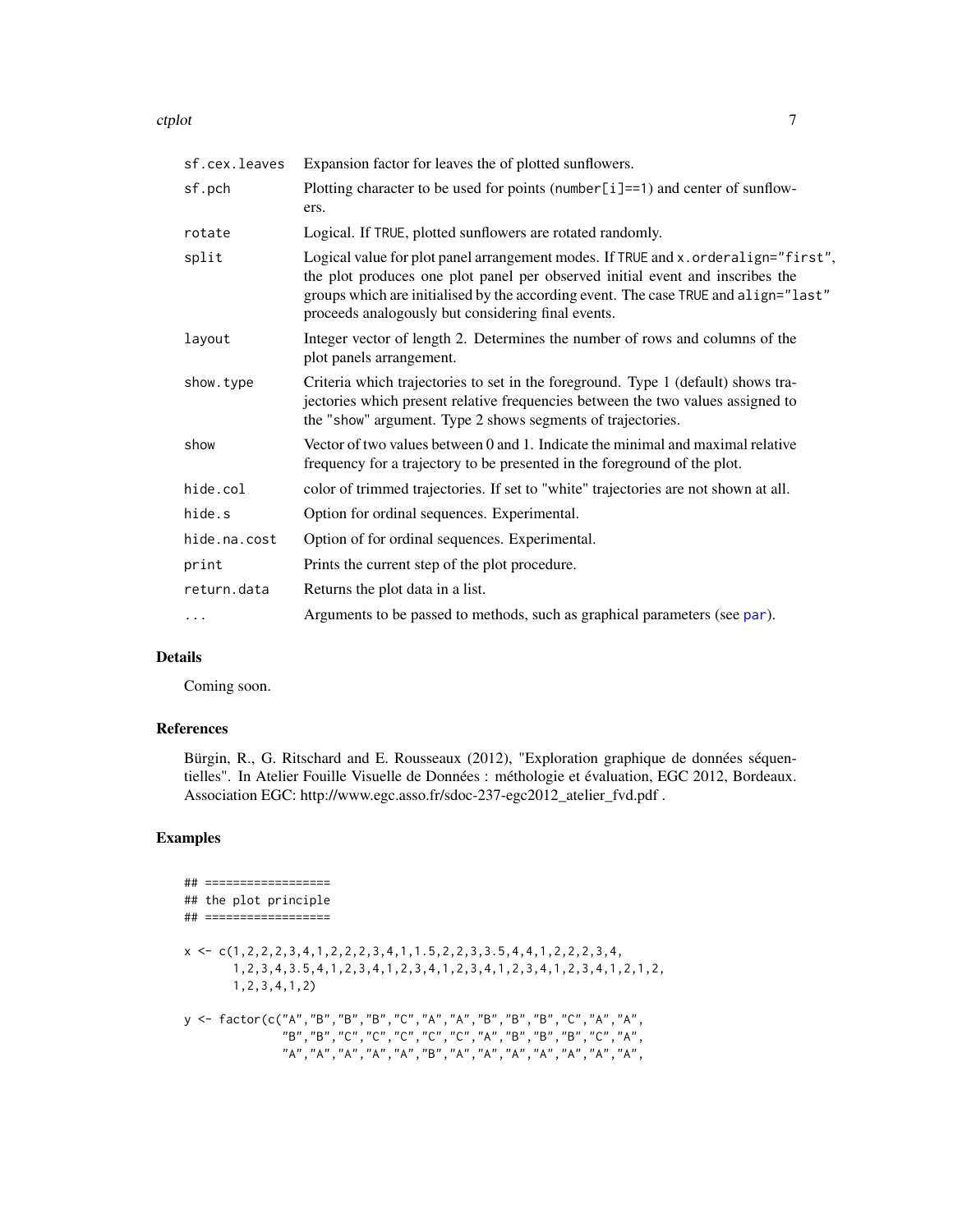| | |
|---|---|
| sf.cex.leaves | Expansion factor for leaves the of plotted sunflowers. |
| sf.pch | Plotting character to be used for points (number[i]==1) and center of sunflowers. |
| rotate | Logical. If TRUE, plotted sunflowers are rotated randomly. |
| split | Logical value for plot panel arrangement modes. If TRUE and x.orderalign="first", the plot produces one plot panel per observed initial event and inscribes the groups which are initialised by the according event. The case TRUE and align="last" proceeds analogously but considering final events. |
| layout | Integer vector of length 2. Determines the number of rows and columns of the plot panels arrangement. |
| show.type | Criteria which trajectories to set in the foreground. Type 1 (default) shows trajectories which present relative frequencies between the two values assigned to the "show" argument. Type 2 shows segments of trajectories. |
| show | Vector of two values between 0 and 1. Indicate the minimal and maximal relative frequency for a trajectory to be presented in the foreground of the plot. |
| hide.col | color of trimmed trajectories. If set to "white" trajectories are not shown at all. |
| hide.s | Option for ordinal sequences. Experimental. |
| hide.na.cost | Option of for ordinal sequences. Experimental. |
| print | Prints the current step of the plot procedure. |
| return.data | Returns the plot data in a list. |
| ... | Arguments to be passed to methods, such as graphical parameters (see par). |

## Details

Coming soon.

## References

Bürgin, R., G. Ritschard and E. Rousseaux (2012), "Exploration graphique de données séquentielles". In Atelier Fouille Visuelle de Données : méthologie et évaluation, EGC 2012, Bordeaux. Association EGC: http://www.egc.asso.fr/sdoc-237-egc2012_atelier_fvd.pdf .

## Examples

```
## ==================
## the plot principle
## ==================

x <- c(1,2,2,2,3,4,1,2,2,2,3,4,1,1.5,2,2,3,3.5,4,4,1,2,2,2,3,4,
       1,2,3,4,3.5,4,1,2,3,4,1,2,3,4,1,2,3,4,1,2,3,4,1,2,3,4,1,2,1,2,
       1,2,3,4,1,2)

y <- factor(c("A","B","B","B","C","A","A","B","B","B","C","A","A",
              "B","B","C","C","C","C","C","A","B","B","B","C","A",
              "A","A","A","A","A","B","A","A","A","A","A","A","A",
```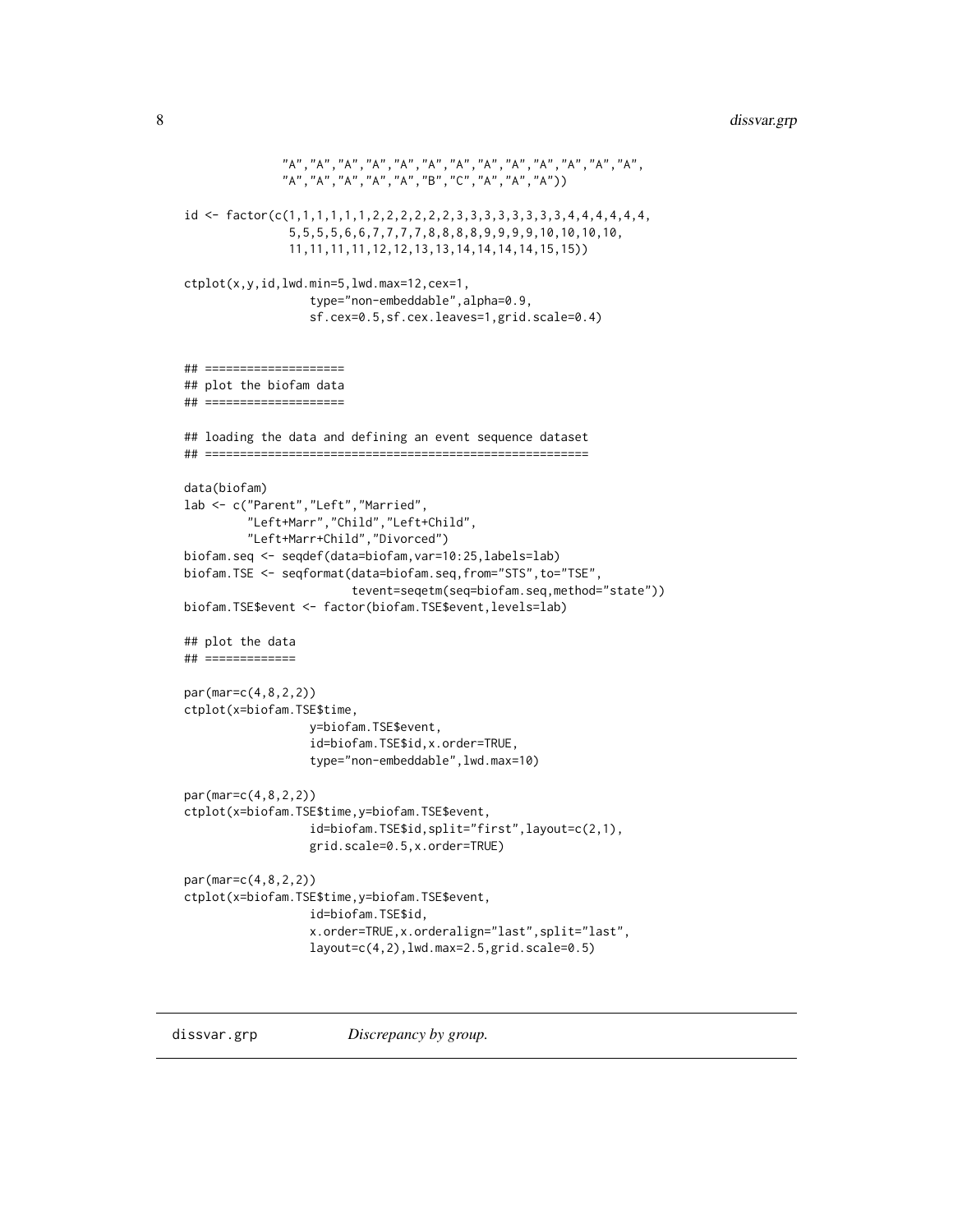```
               "A","A","A","A","A","A","A","A","A","A","A","A","A",
               "A","A","A","A","A","B","C","A","A","A"))

id <- factor(c(1,1,1,1,1,1,2,2,2,2,2,2,3,3,3,3,3,3,3,3,4,4,4,4,4,4,
               5,5,5,5,6,6,7,7,7,7,8,8,8,8,9,9,9,9,10,10,10,10,
               11,11,11,11,12,12,13,13,14,14,14,14,15,15))

ctplot(x,y,id,lwd.min=5,lwd.max=12,cex=1,
                  type="non-embeddable",alpha=0.9,
                  sf.cex=0.5,sf.cex.leaves=1,grid.scale=0.4)


## ====================
## plot the biofam data
## ====================

## loading the data and defining an event sequence dataset
## ======================================================

data(biofam)
lab <- c("Parent","Left","Married",
         "Left+Marr","Child","Left+Child",
         "Left+Marr+Child","Divorced")
biofam.seq <- seqdef(data=biofam,var=10:25,labels=lab)
biofam.TSE <- seqformat(data=biofam.seq,from="STS",to="TSE",
                        tevent=seqetm(seq=biofam.seq,method="state"))
biofam.TSE$event <- factor(biofam.TSE$event,levels=lab)

## plot the data
## =============

par(mar=c(4,8,2,2))
ctplot(x=biofam.TSE$time,
                  y=biofam.TSE$event,
                  id=biofam.TSE$id,x.order=TRUE,
                  type="non-embeddable",lwd.max=10)

par(mar=c(4,8,2,2))
ctplot(x=biofam.TSE$time,y=biofam.TSE$event,
                  id=biofam.TSE$id,split="first",layout=c(2,1),
                  grid.scale=0.5,x.order=TRUE)

par(mar=c(4,8,2,2))
ctplot(x=biofam.TSE$time,y=biofam.TSE$event,
                  id=biofam.TSE$id,
                  x.order=TRUE,x.orderalign="last",split="last",
                  layout=c(4,2),lwd.max=2.5,grid.scale=0.5)
```

---

## dissvar.grp *Discrepancy by group.*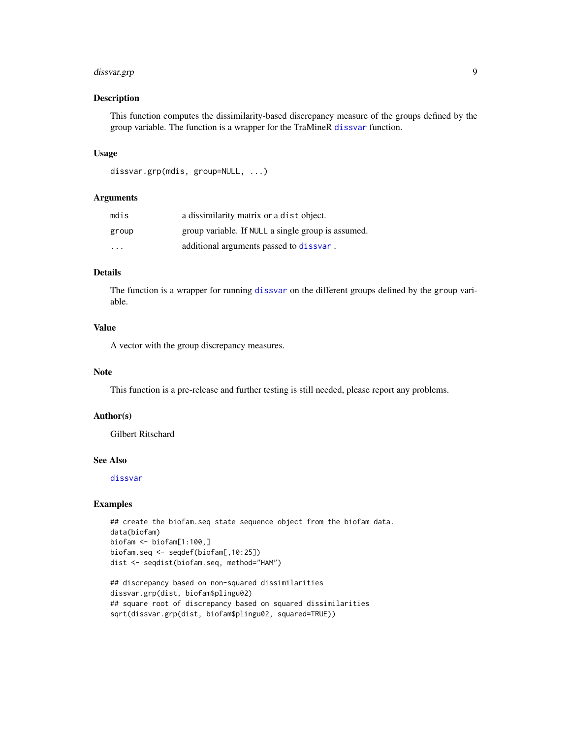## Description

This function computes the dissimilarity-based discrepancy measure of the groups defined by the group variable. The function is a wrapper for the TraMineR `dissvar` function.

## Usage

```
dissvar.grp(mdis, group=NULL, ...)
```

## Arguments

| | |
|---|---|
| `mdis` | a dissimilarity matrix or a `dist` object. |
| `group` | group variable. If `NULL` a single group is assumed. |
| `...` | additional arguments passed to `dissvar` . |

## Details

The function is a wrapper for running `dissvar` on the different groups defined by the `group` variable.

## Value

A vector with the group discrepancy measures.

## Note

This function is a pre-release and further testing is still needed, please report any problems.

## Author(s)

Gilbert Ritschard

## See Also

`dissvar`

## Examples

```
## create the biofam.seq state sequence object from the biofam data.
data(biofam)
biofam <- biofam[1:100,]
biofam.seq <- seqdef(biofam[,10:25])
dist <- seqdist(biofam.seq, method="HAM")

## discrepancy based on non-squared dissimilarities
dissvar.grp(dist, biofam$plingu02)
## square root of discrepancy based on squared dissimilarities
sqrt(dissvar.grp(dist, biofam$plingu02, squared=TRUE))
```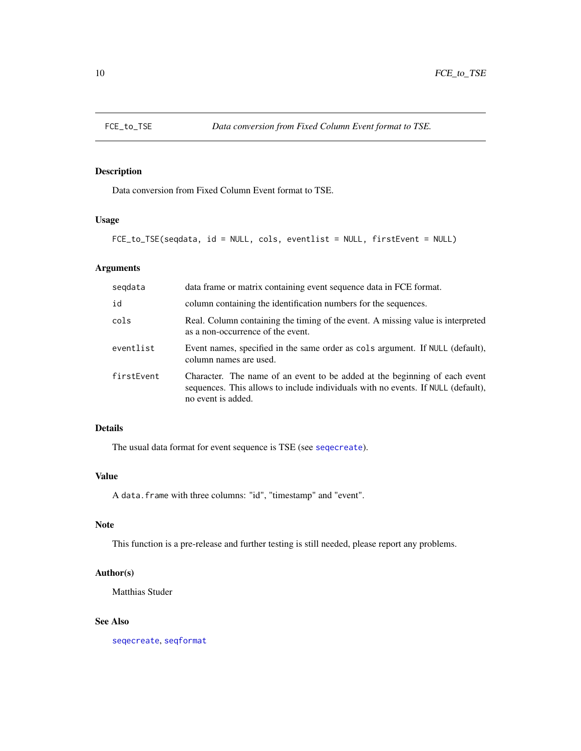## FCE_to_TSE — *Data conversion from Fixed Column Event format to TSE.*

### Description

Data conversion from Fixed Column Event format to TSE.

### Usage

```
FCE_to_TSE(seqdata, id = NULL, cols, eventlist = NULL, firstEvent = NULL)
```

### Arguments

| | |
|---|---|
| `seqdata` | data frame or matrix containing event sequence data in FCE format. |
| `id` | column containing the identification numbers for the sequences. |
| `cols` | Real. Column containing the timing of the event. A missing value is interpreted as a non-occurrence of the event. |
| `eventlist` | Event names, specified in the same order as `cols` argument. If `NULL` (default), column names are used. |
| `firstEvent` | Character. The name of an event to be added at the beginning of each event sequences. This allows to include individuals with no events. If `NULL` (default), no event is added. |

### Details

The usual data format for event sequence is TSE (see `seqecreate`).

### Value

A `data.frame` with three columns: "id", "timestamp" and "event".

### Note

This function is a pre-release and further testing is still needed, please report any problems.

### Author(s)

Matthias Studer

### See Also

`seqecreate`, `seqformat`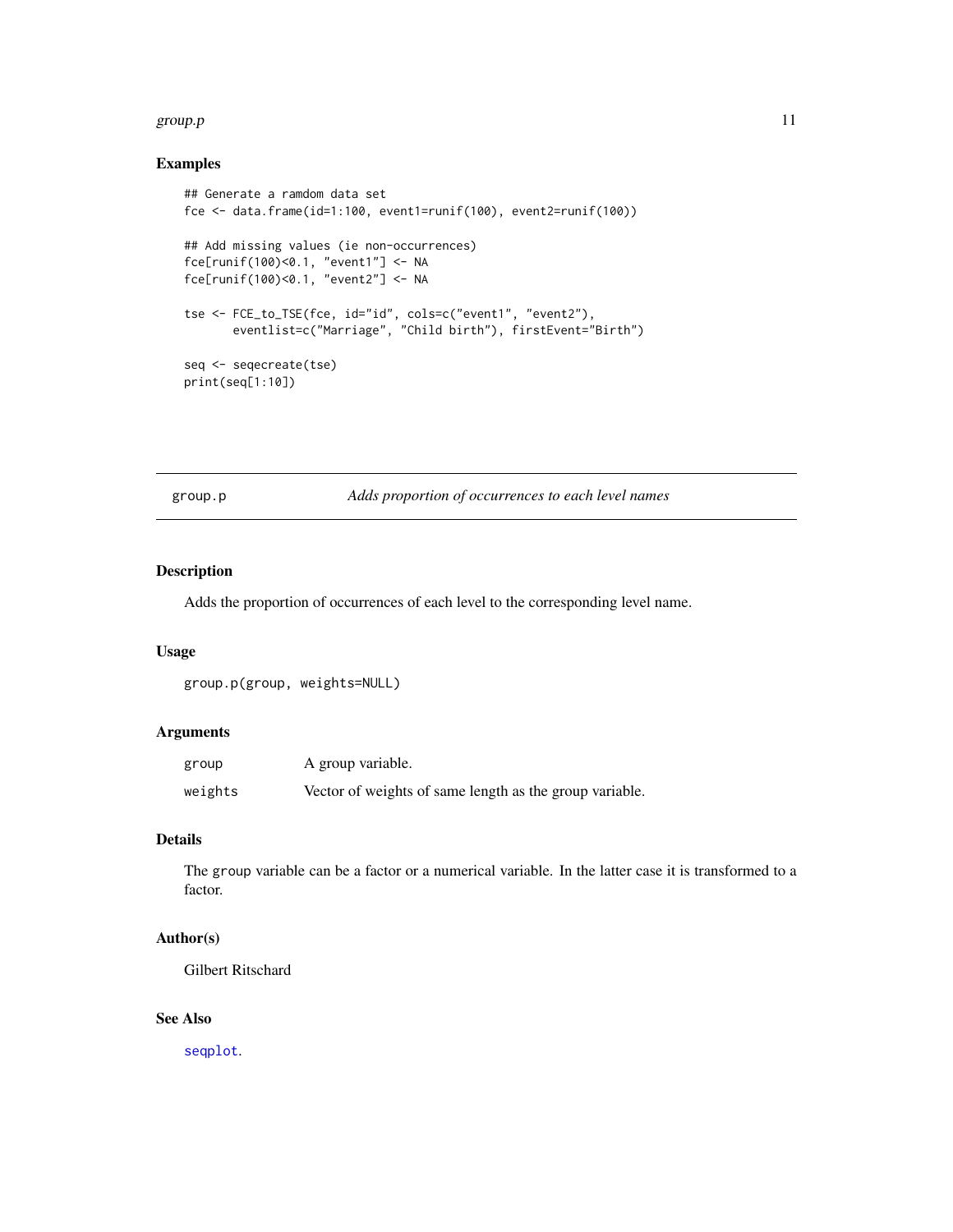## Examples

```
## Generate a ramdom data set
fce <- data.frame(id=1:100, event1=runif(100), event2=runif(100))

## Add missing values (ie non-occurrences)
fce[runif(100)<0.1, "event1"] <- NA
fce[runif(100)<0.1, "event2"] <- NA

tse <- FCE_to_TSE(fce, id="id", cols=c("event1", "event2"),
       eventlist=c("Marriage", "Child birth"), firstEvent="Birth")

seq <- seqecreate(tse)
print(seq[1:10])
```

---

## group.p — *Adds proportion of occurrences to each level names*

### Description

Adds the proportion of occurrences of each level to the corresponding level name.

### Usage

```
group.p(group, weights=NULL)
```

### Arguments

| | |
|---|---|
| `group` | A group variable. |
| `weights` | Vector of weights of same length as the group variable. |

### Details

The `group` variable can be a factor or a numerical variable. In the latter case it is transformed to a factor.

### Author(s)

Gilbert Ritschard

### See Also

`seqplot`.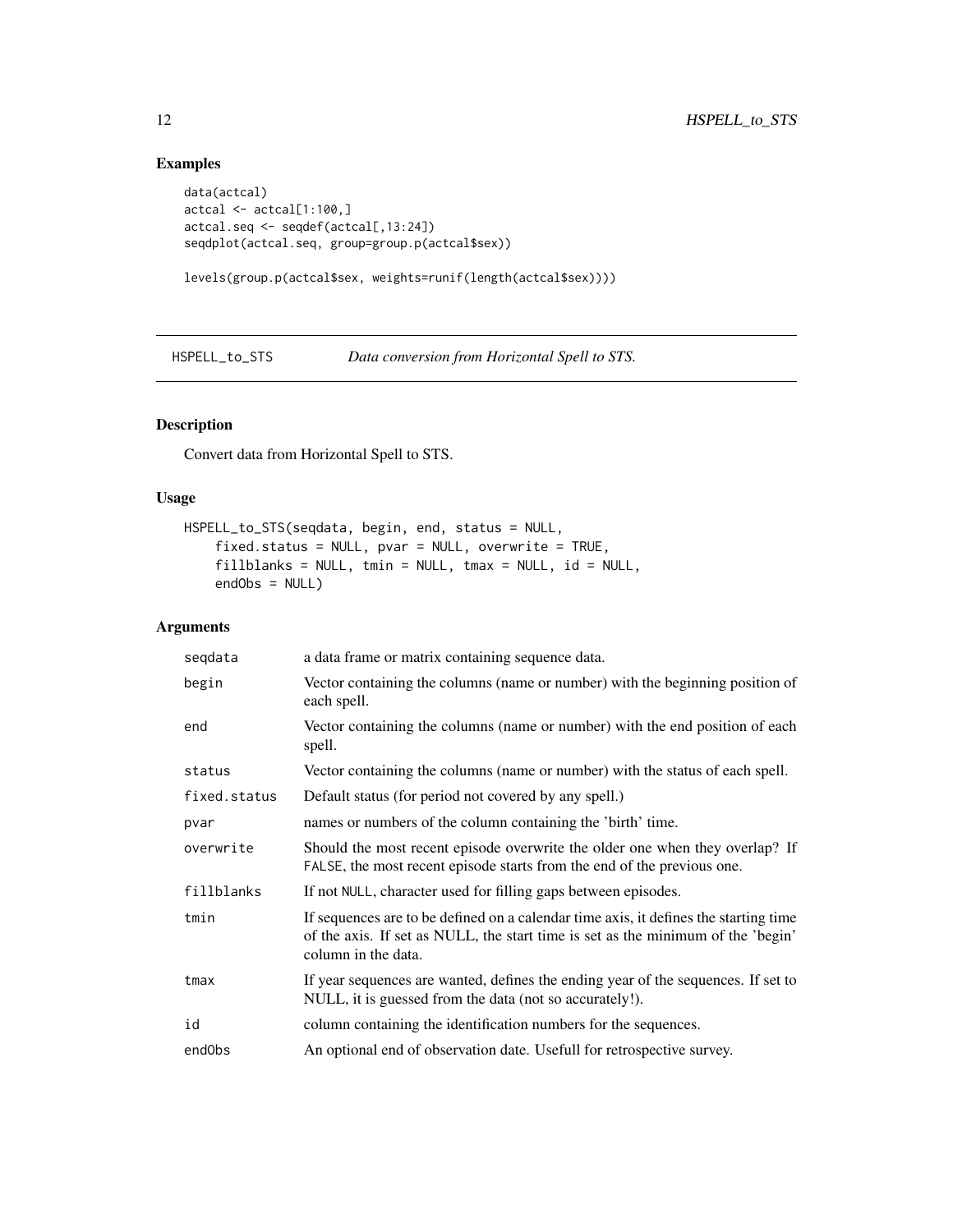## Examples

```
data(actcal)
actcal <- actcal[1:100,]
actcal.seq <- seqdef(actcal[,13:24])
seqdplot(actcal.seq, group=group.p(actcal$sex))

levels(group.p(actcal$sex, weights=runif(length(actcal$sex))))
```

---

# HSPELL_to_STS — *Data conversion from Horizontal Spell to STS.*

---

## Description

Convert data from Horizontal Spell to STS.

## Usage

```
HSPELL_to_STS(seqdata, begin, end, status = NULL,
    fixed.status = NULL, pvar = NULL, overwrite = TRUE,
    fillblanks = NULL, tmin = NULL, tmax = NULL, id = NULL,
    endObs = NULL)
```

## Arguments

| | |
|---|---|
| seqdata | a data frame or matrix containing sequence data. |
| begin | Vector containing the columns (name or number) with the beginning position of each spell. |
| end | Vector containing the columns (name or number) with the end position of each spell. |
| status | Vector containing the columns (name or number) with the status of each spell. |
| fixed.status | Default status (for period not covered by any spell.) |
| pvar | names or numbers of the column containing the 'birth' time. |
| overwrite | Should the most recent episode overwrite the older one when they overlap? If FALSE, the most recent episode starts from the end of the previous one. |
| fillblanks | If not NULL, character used for filling gaps between episodes. |
| tmin | If sequences are to be defined on a calendar time axis, it defines the starting time of the axis. If set as NULL, the start time is set as the minimum of the 'begin' column in the data. |
| tmax | If year sequences are wanted, defines the ending year of the sequences. If set to NULL, it is guessed from the data (not so accurately!). |
| id | column containing the identification numbers for the sequences. |
| endObs | An optional end of observation date. Usefull for retrospective survey. |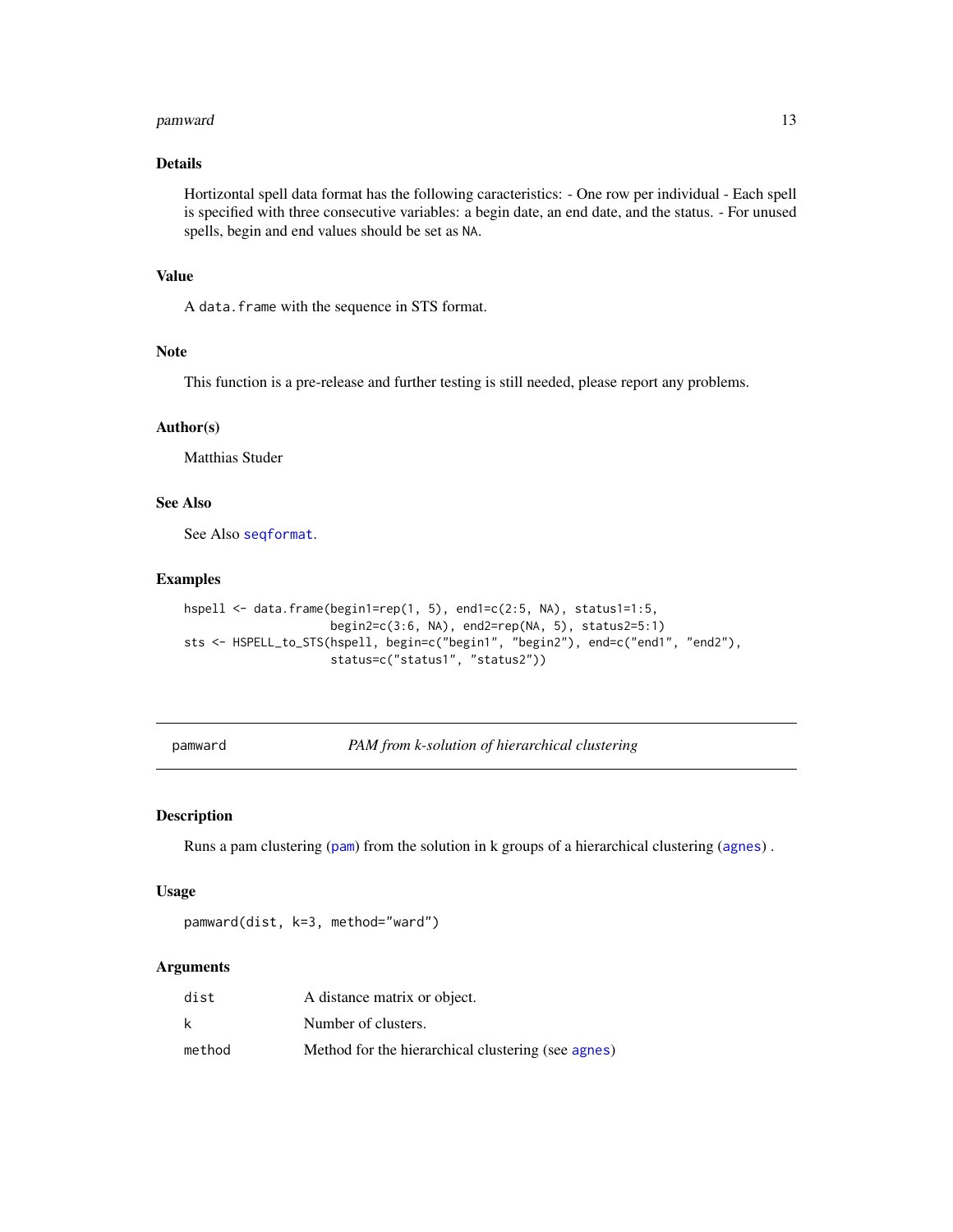### Details

Hortizontal spell data format has the following caracteristics: - One row per individual - Each spell is specified with three consecutive variables: a begin date, an end date, and the status. - For unused spells, begin and end values should be set as `NA`.

### Value

A `data.frame` with the sequence in STS format.

### Note

This function is a pre-release and further testing is still needed, please report any problems.

### Author(s)

Matthias Studer

### See Also

See Also `seqformat`.

### Examples

```
hspell <- data.frame(begin1=rep(1, 5), end1=c(2:5, NA), status1=1:5,
                     begin2=c(3:6, NA), end2=rep(NA, 5), status2=5:1)
sts <- HSPELL_to_STS(hspell, begin=c("begin1", "begin2"), end=c("end1", "end2"),
                     status=c("status1", "status2"))
```

---

## pamward — *PAM from k-solution of hierarchical clustering*

### Description

Runs a pam clustering (`pam`) from the solution in k groups of a hierarchical clustering (`agnes`) .

### Usage

```
pamward(dist, k=3, method="ward")
```

### Arguments

| | |
|---|---|
| `dist` | A distance matrix or object. |
| `k` | Number of clusters. |
| `method` | Method for the hierarchical clustering (see `agnes`) |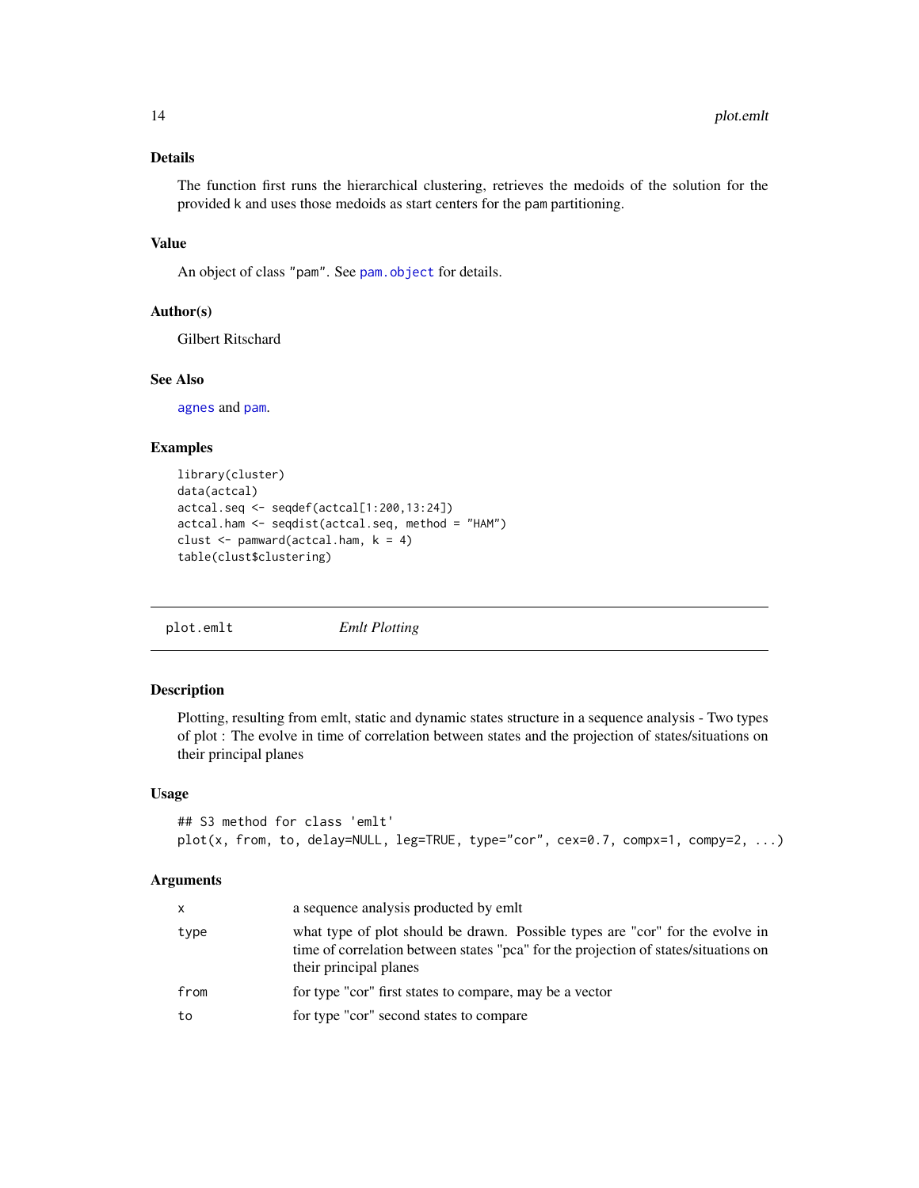### Details

The function first runs the hierarchical clustering, retrieves the medoids of the solution for the provided k and uses those medoids as start centers for the pam partitioning.

### Value

An object of class "pam". See pam.object for details.

### Author(s)

Gilbert Ritschard

### See Also

agnes and pam.

### Examples

```
library(cluster)
data(actcal)
actcal.seq <- seqdef(actcal[1:200,13:24])
actcal.ham <- seqdist(actcal.seq, method = "HAM")
clust <- pamward(actcal.ham, k = 4)
table(clust$clustering)
```

---

## plot.emlt — *Emlt Plotting*

### Description

Plotting, resulting from emlt, static and dynamic states structure in a sequence analysis - Two types of plot : The evolve in time of correlation between states and the projection of states/situations on their principal planes

### Usage

```
## S3 method for class 'emlt'
plot(x, from, to, delay=NULL, leg=TRUE, type="cor", cex=0.7, compx=1, compy=2, ...)
```

### Arguments

| | |
|---|---|
| x | a sequence analysis producted by emlt |
| type | what type of plot should be drawn. Possible types are "cor" for the evolve in time of correlation between states "pca" for the projection of states/situations on their principal planes |
| from | for type "cor" first states to compare, may be a vector |
| to | for type "cor" second states to compare |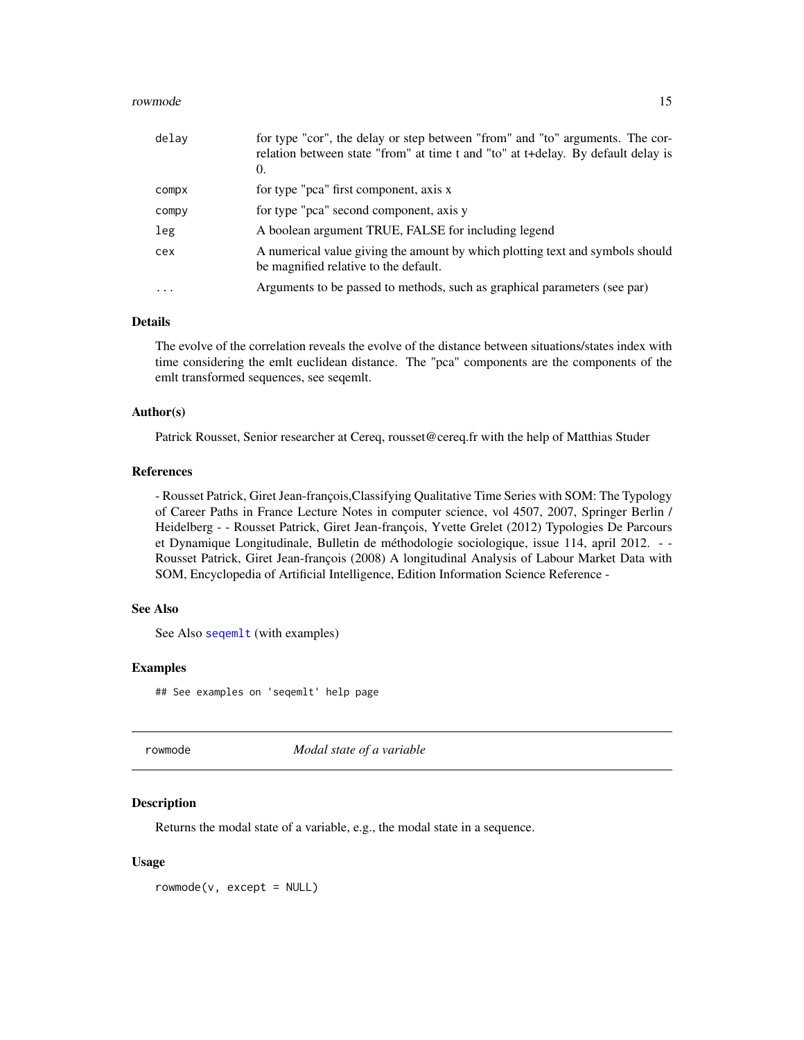| | |
|---|---|
| delay | for type "cor", the delay or step between "from" and "to" arguments. The correlation between state "from" at time t and "to" at t+delay. By default delay is 0. |
| compx | for type "pca" first component, axis x |
| compy | for type "pca" second component, axis y |
| leg | A boolean argument TRUE, FALSE for including legend |
| cex | A numerical value giving the amount by which plotting text and symbols should be magnified relative to the default. |
| ... | Arguments to be passed to methods, such as graphical parameters (see par) |

### Details

The evolve of the correlation reveals the evolve of the distance between situations/states index with time considering the emlt euclidean distance. The "pca" components are the components of the emlt transformed sequences, see seqemlt.

### Author(s)

Patrick Rousset, Senior researcher at Cereq, rousset@cereq.fr with the help of Matthias Studer

### References

- Rousset Patrick, Giret Jean-françois,Classifying Qualitative Time Series with SOM: The Typology of Career Paths in France Lecture Notes in computer science, vol 4507, 2007, Springer Berlin / Heidelberg - - Rousset Patrick, Giret Jean-françois, Yvette Grelet (2012) Typologies De Parcours et Dynamique Longitudinale, Bulletin de méthodologie sociologique, issue 114, april 2012. - - Rousset Patrick, Giret Jean-françois (2008) A longitudinal Analysis of Labour Market Data with SOM, Encyclopedia of Artificial Intelligence, Edition Information Science Reference -

### See Also

See Also `seqemlt` (with examples)

### Examples

```
## See examples on 'seqemlt' help page
```

---

## rowmode *Modal state of a variable*

### Description

Returns the modal state of a variable, e.g., the modal state in a sequence.

### Usage

```
rowmode(v, except = NULL)
```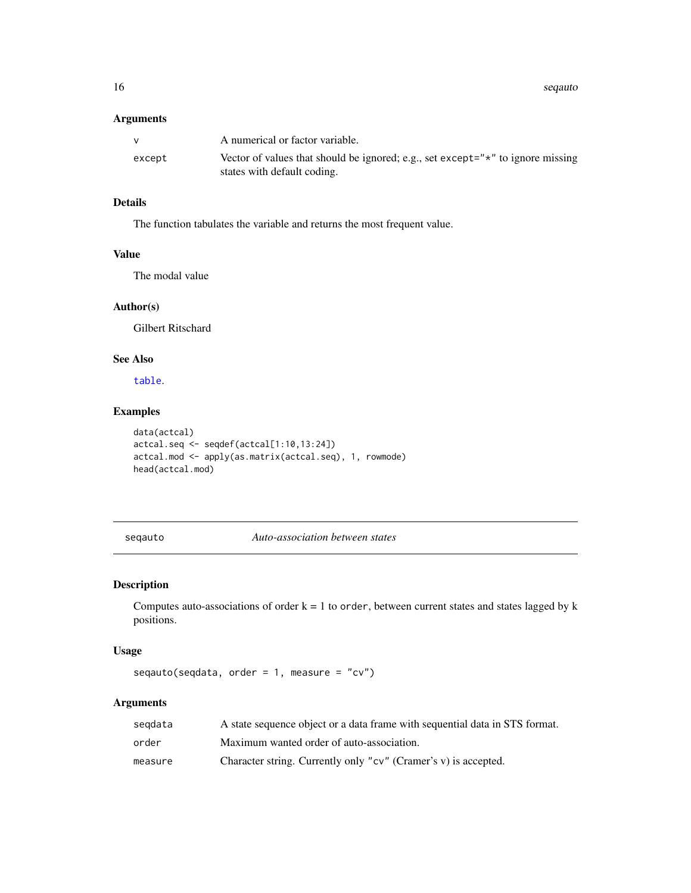### Arguments

| | |
|---|---|
| v | A numerical or factor variable. |
| except | Vector of values that should be ignored; e.g., set except="*" to ignore missing states with default coding. |

### Details

The function tabulates the variable and returns the most frequent value.

### Value

The modal value

### Author(s)

Gilbert Ritschard

### See Also

table.

### Examples

```
data(actcal)
actcal.seq <- seqdef(actcal[1:10,13:24])
actcal.mod <- apply(as.matrix(actcal.seq), 1, rowmode)
head(actcal.mod)
```

---

## seqauto *Auto-association between states*

### Description

Computes auto-associations of order k = 1 to order, between current states and states lagged by k positions.

### Usage

```
seqauto(seqdata, order = 1, measure = "cv")
```

### Arguments

| | |
|---|---|
| seqdata | A state sequence object or a data frame with sequential data in STS format. |
| order | Maximum wanted order of auto-association. |
| measure | Character string. Currently only "cv" (Cramer's v) is accepted. |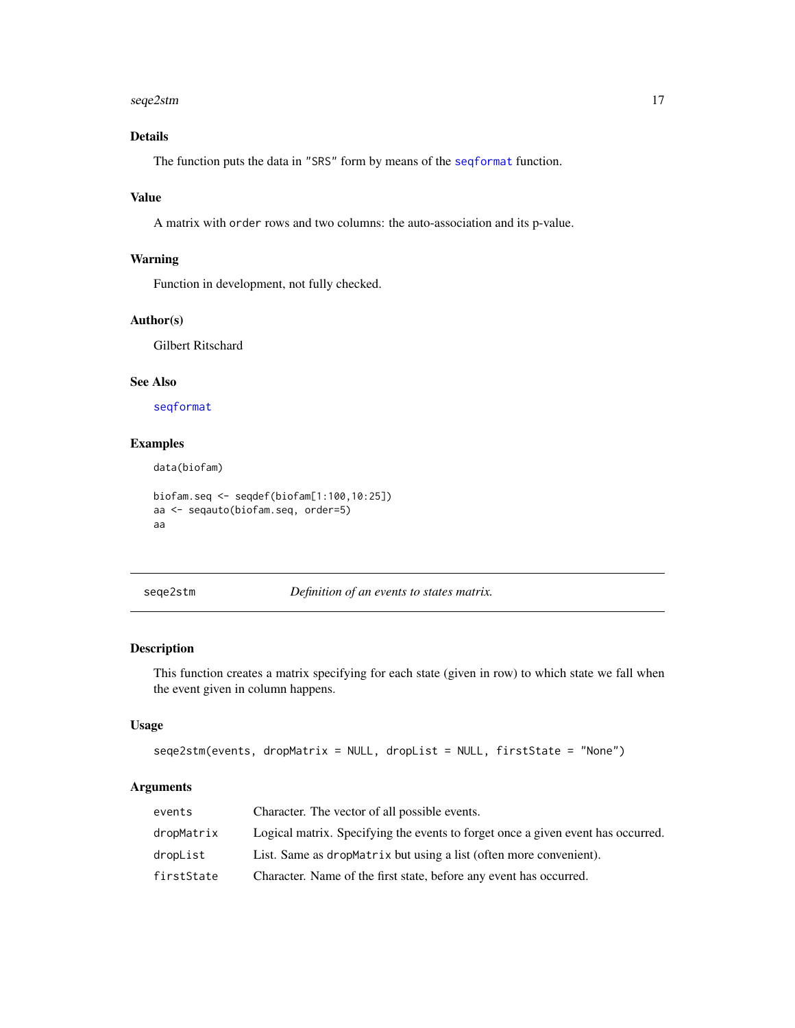### Details

The function puts the data in "SRS" form by means of the seqformat function.

### Value

A matrix with order rows and two columns: the auto-association and its p-value.

### Warning

Function in development, not fully checked.

### Author(s)

Gilbert Ritschard

### See Also

seqformat

### Examples

```
data(biofam)

biofam.seq <- seqdef(biofam[1:100,10:25])
aa <- seqauto(biofam.seq, order=5)
aa
```

---

## seqe2stm — *Definition of an events to states matrix.*

### Description

This function creates a matrix specifying for each state (given in row) to which state we fall when the event given in column happens.

### Usage

```
seqe2stm(events, dropMatrix = NULL, dropList = NULL, firstState = "None")
```

### Arguments

| | |
|---|---|
| events | Character. The vector of all possible events. |
| dropMatrix | Logical matrix. Specifying the events to forget once a given event has occurred. |
| dropList | List. Same as dropMatrix but using a list (often more convenient). |
| firstState | Character. Name of the first state, before any event has occurred. |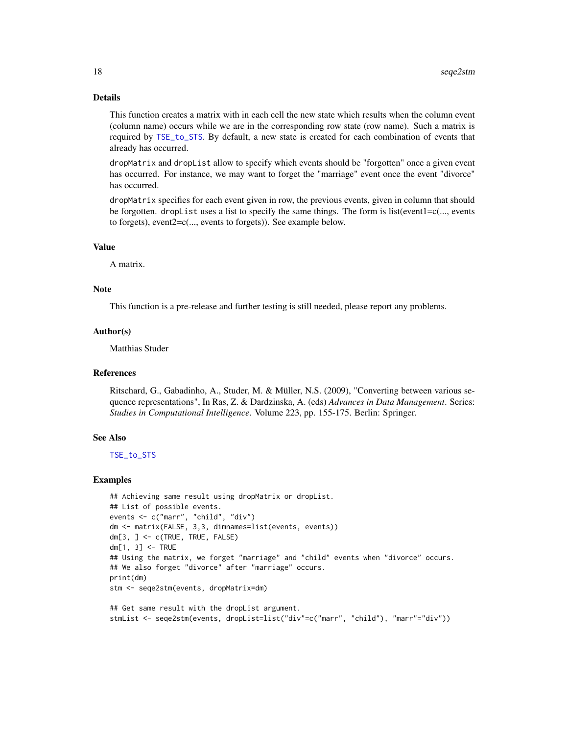## Details

This function creates a matrix with in each cell the new state which results when the column event (column name) occurs while we are in the corresponding row state (row name). Such a matrix is required by TSE_to_STS. By default, a new state is created for each combination of events that already has occurred.

dropMatrix and dropList allow to specify which events should be "forgotten" once a given event has occurred. For instance, we may want to forget the "marriage" event once the event "divorce" has occurred.

dropMatrix specifies for each event given in row, the previous events, given in column that should be forgotten. dropList uses a list to specify the same things. The form is list(event1=c(..., events to forgets), event2=c(..., events to forgets)). See example below.

## Value

A matrix.

## Note

This function is a pre-release and further testing is still needed, please report any problems.

## Author(s)

Matthias Studer

## References

Ritschard, G., Gabadinho, A., Studer, M. & Müller, N.S. (2009), "Converting between various sequence representations", In Ras, Z. & Dardzinska, A. (eds) *Advances in Data Management*. Series: *Studies in Computational Intelligence*. Volume 223, pp. 155-175. Berlin: Springer.

## See Also

TSE_to_STS

## Examples

```
## Achieving same result using dropMatrix or dropList.
## List of possible events.
events <- c("marr", "child", "div")
dm <- matrix(FALSE, 3,3, dimnames=list(events, events))
dm[3, ] <- c(TRUE, TRUE, FALSE)
dm[1, 3] <- TRUE
## Using the matrix, we forget "marriage" and "child" events when "divorce" occurs.
## We also forget "divorce" after "marriage" occurs.
print(dm)
stm <- seqe2stm(events, dropMatrix=dm)

## Get same result with the dropList argument.
stmList <- seqe2stm(events, dropList=list("div"=c("marr", "child"), "marr"="div"))
```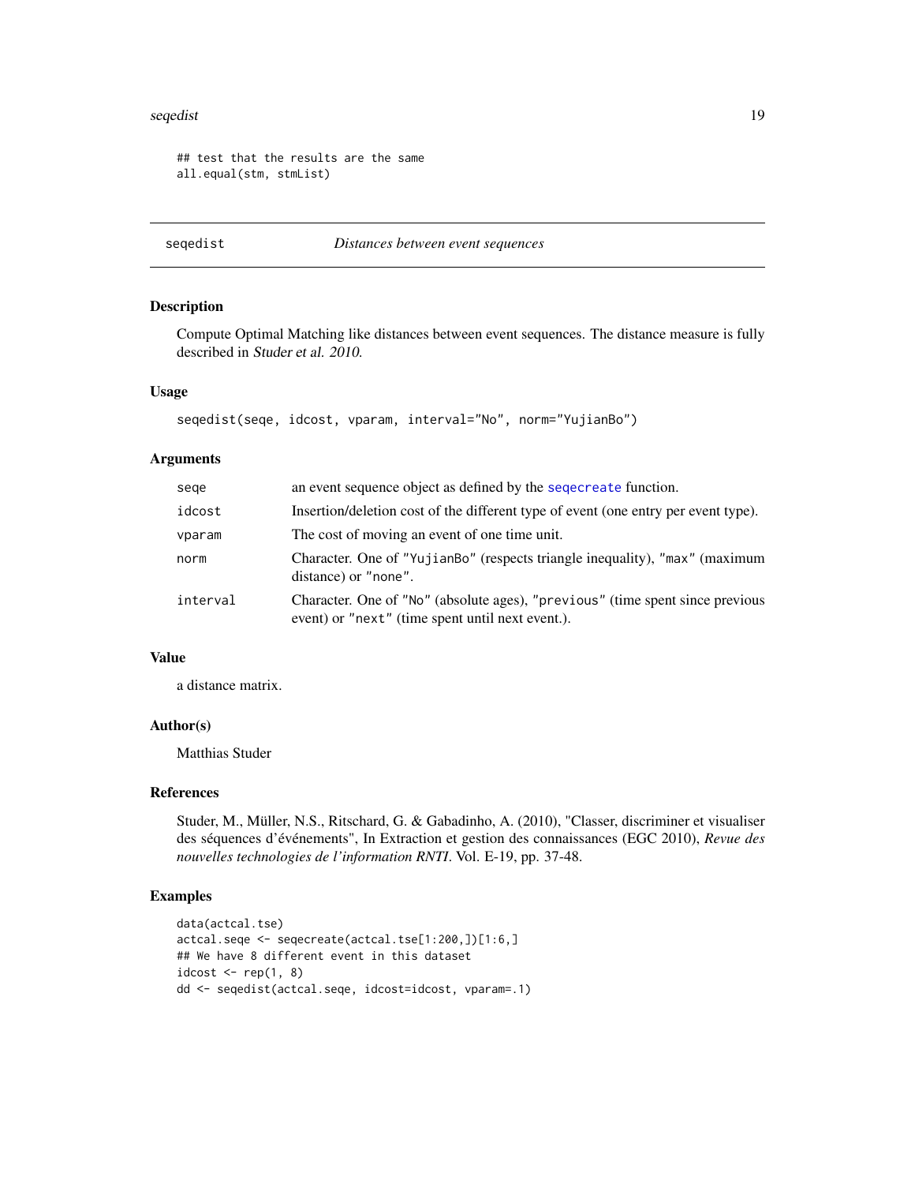```
## test that the results are the same
all.equal(stm, stmList)
```

---

**seqedist** *Distances between event sequences*

---

### Description

Compute Optimal Matching like distances between event sequences. The distance measure is fully described in *Studer et al. 2010*.

### Usage

```
seqedist(seqe, idcost, vparam, interval="No", norm="YujianBo")
```

### Arguments

| | |
|---|---|
| `seqe` | an event sequence object as defined by the `seqecreate` function. |
| `idcost` | Insertion/deletion cost of the different type of event (one entry per event type). |
| `vparam` | The cost of moving an event of one time unit. |
| `norm` | Character. One of `"YujianBo"` (respects triangle inequality), `"max"` (maximum distance) or `"none"`. |
| `interval` | Character. One of `"No"` (absolute ages), `"previous"` (time spent since previous event) or `"next"` (time spent until next event.). |

### Value

a distance matrix.

### Author(s)

Matthias Studer

### References

Studer, M., Müller, N.S., Ritschard, G. & Gabadinho, A. (2010), "Classer, discriminer et visualiser des séquences d'événements", In Extraction et gestion des connaissances (EGC 2010), *Revue des nouvelles technologies de l'information RNTI*. Vol. E-19, pp. 37-48.

### Examples

```
data(actcal.tse)
actcal.seqe <- seqecreate(actcal.tse[1:200,])[1:6,]
## We have 8 different event in this dataset
idcost <- rep(1, 8)
dd <- seqedist(actcal.seqe, idcost=idcost, vparam=.1)
```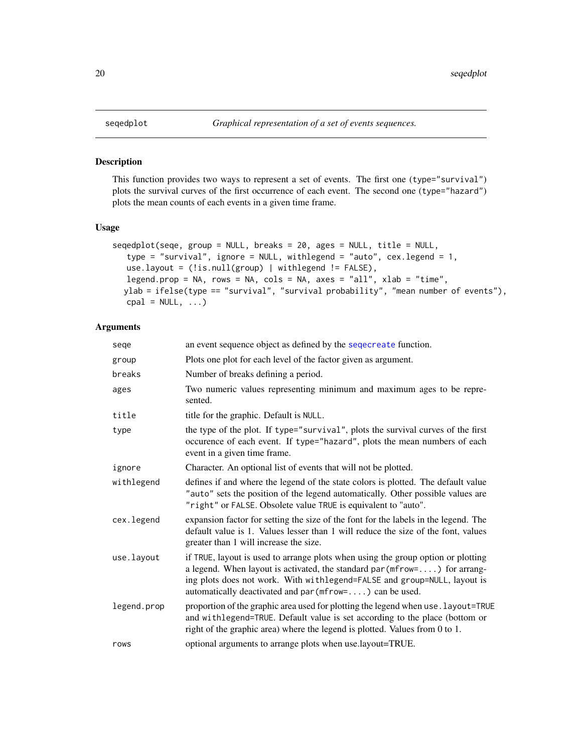# seqedplot — *Graphical representation of a set of events sequences.*

## Description

This function provides two ways to represent a set of events. The first one (`type="survival"`) plots the survival curves of the first occurrence of each event. The second one (`type="hazard"`) plots the mean counts of each events in a given time frame.

## Usage

```
seqedplot(seqe, group = NULL, breaks = 20, ages = NULL, title = NULL,
   type = "survival", ignore = NULL, withlegend = "auto", cex.legend = 1,
   use.layout = (!is.null(group) | withlegend != FALSE),
   legend.prop = NA, rows = NA, cols = NA, axes = "all", xlab = "time",
  ylab = ifelse(type == "survival", "survival probability", "mean number of events"),
   cpal = NULL, ...)
```

## Arguments

| Argument | Description |
|---|---|
| `seqe` | an event sequence object as defined by the `seqecreate` function. |
| `group` | Plots one plot for each level of the factor given as argument. |
| `breaks` | Number of breaks defining a period. |
| `ages` | Two numeric values representing minimum and maximum ages to be represented. |
| `title` | title for the graphic. Default is `NULL`. |
| `type` | the type of the plot. If `type="survival"`, plots the survival curves of the first occurence of each event. If `type="hazard"`, plots the mean numbers of each event in a given time frame. |
| `ignore` | Character. An optional list of events that will not be plotted. |
| `withlegend` | defines if and where the legend of the state colors is plotted. The default value `"auto"` sets the position of the legend automatically. Other possible values are `"right"` or `FALSE`. Obsolete value `TRUE` is equivalent to "auto". |
| `cex.legend` | expansion factor for setting the size of the font for the labels in the legend. The default value is 1. Values lesser than 1 will reduce the size of the font, values greater than 1 will increase the size. |
| `use.layout` | if `TRUE`, layout is used to arrange plots when using the group option or plotting a legend. When layout is activated, the standard `par(mfrow=....)` for arranging plots does not work. With `withlegend=FALSE` and `group=NULL`, layout is automatically deactivated and `par(mfrow=....)` can be used. |
| `legend.prop` | proportion of the graphic area used for plotting the legend when `use.layout=TRUE` and `withlegend=TRUE`. Default value is set according to the place (bottom or right of the graphic area) where the legend is plotted. Values from 0 to 1. |
| `rows` | optional arguments to arrange plots when use.layout=TRUE. |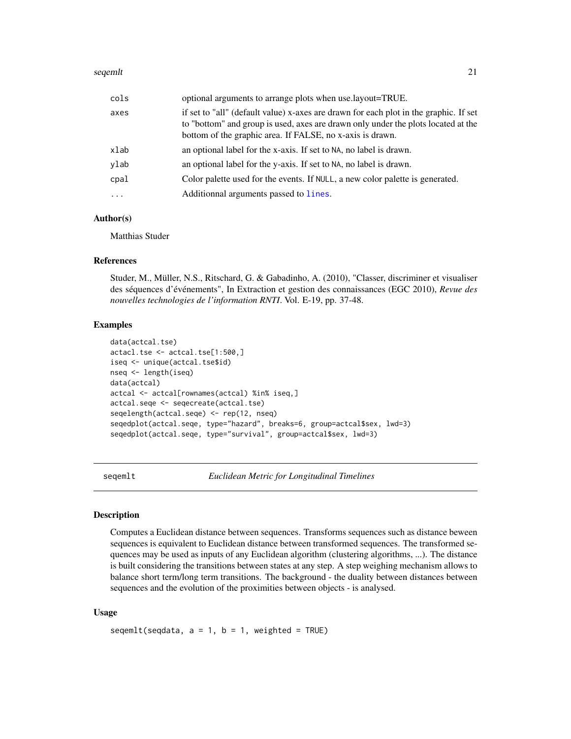| | |
|---|---|
| cols | optional arguments to arrange plots when use.layout=TRUE. |
| axes | if set to "all" (default value) x-axes are drawn for each plot in the graphic. If set to "bottom" and group is used, axes are drawn only under the plots located at the bottom of the graphic area. If FALSE, no x-axis is drawn. |
| xlab | an optional label for the x-axis. If set to NA, no label is drawn. |
| ylab | an optional label for the y-axis. If set to NA, no label is drawn. |
| cpal | Color palette used for the events. If NULL, a new color palette is generated. |
| ... | Additionnal arguments passed to `lines`. |

### Author(s)

Matthias Studer

### References

Studer, M., Müller, N.S., Ritschard, G. & Gabadinho, A. (2010), "Classer, discriminer et visualiser des séquences d'événements", In Extraction et gestion des connaissances (EGC 2010), *Revue des nouvelles technologies de l'information RNTI*. Vol. E-19, pp. 37-48.

### Examples

```
data(actcal.tse)
actacl.tse <- actcal.tse[1:500,]
iseq <- unique(actcal.tse$id)
nseq <- length(iseq)
data(actcal)
actcal <- actcal[rownames(actcal) %in% iseq,]
actcal.seqe <- seqecreate(actcal.tse)
seqelength(actcal.seqe) <- rep(12, nseq)
seqedplot(actcal.seqe, type="hazard", breaks=6, group=actcal$sex, lwd=3)
seqedplot(actcal.seqe, type="survival", group=actcal$sex, lwd=3)
```

---

## seqemlt — *Euclidean Metric for Longitudinal Timelines*

### Description

Computes a Euclidean distance between sequences. Transforms sequences such as distance beween sequences is equivalent to Euclidean distance between transformed sequences. The transformed sequences may be used as inputs of any Euclidean algorithm (clustering algorithms, ...). The distance is built considering the transitions between states at any step. A step weighing mechanism allows to balance short term/long term transitions. The background - the duality between distances between sequences and the evolution of the proximities between objects - is analysed.

### Usage

```
seqemlt(seqdata, a = 1, b = 1, weighted = TRUE)
```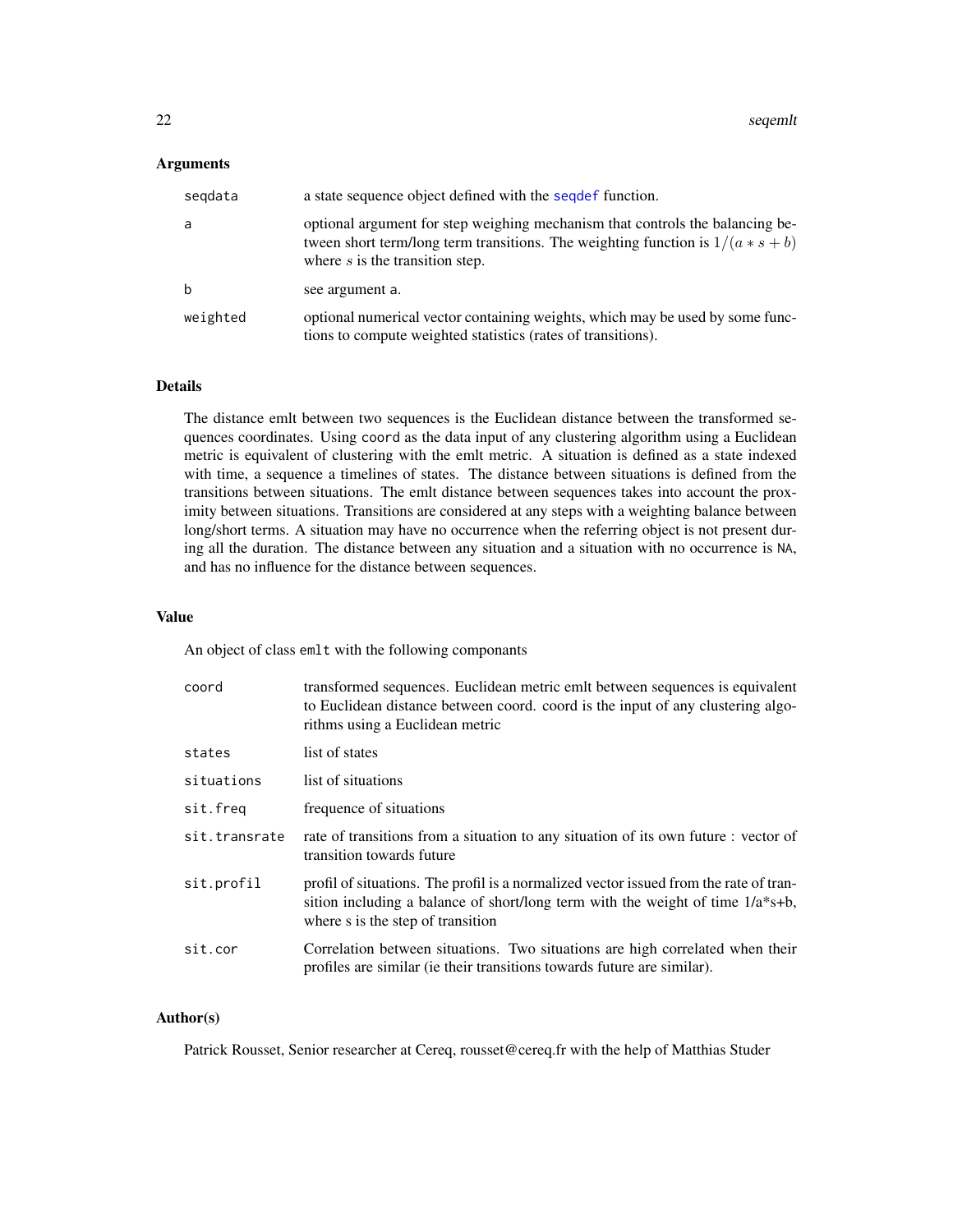## Arguments

| | |
|---|---|
| `seqdata` | a state sequence object defined with the `seqdef` function. |
| `a` | optional argument for step weighing mechanism that controls the balancing between short term/long term transitions. The weighting function is $1/(a*s+b)$ where $s$ is the transition step. |
| `b` | see argument `a`. |
| `weighted` | optional numerical vector containing weights, which may be used by some functions to compute weighted statistics (rates of transitions). |

## Details

The distance emlt between two sequences is the Euclidean distance between the transformed sequences coordinates. Using `coord` as the data input of any clustering algorithm using a Euclidean metric is equivalent of clustering with the emlt metric. A situation is defined as a state indexed with time, a sequence a timelines of states. The distance between situations is defined from the transitions between situations. The emlt distance between sequences takes into account the proximity between situations. Transitions are considered at any steps with a weighting balance between long/short terms. A situation may have no occurrence when the referring object is not present during all the duration. The distance between any situation and a situation with no occurrence is `NA`, and has no influence for the distance between sequences.

## Value

An object of class `emlt` with the following componants

| | |
|---|---|
| `coord` | transformed sequences. Euclidean metric emlt between sequences is equivalent to Euclidean distance between coord. coord is the input of any clustering algorithms using a Euclidean metric |
| `states` | list of states |
| `situations` | list of situations |
| `sit.freq` | frequence of situations |
| `sit.transrate` | rate of transitions from a situation to any situation of its own future : vector of transition towards future |
| `sit.profil` | profil of situations. The profil is a normalized vector issued from the rate of transition including a balance of short/long term with the weight of time 1/a*s+b, where s is the step of transition |
| `sit.cor` | Correlation between situations. Two situations are high correlated when their profiles are similar (ie their transitions towards future are similar). |

## Author(s)

Patrick Rousset, Senior researcher at Cereq, rousset@cereq.fr with the help of Matthias Studer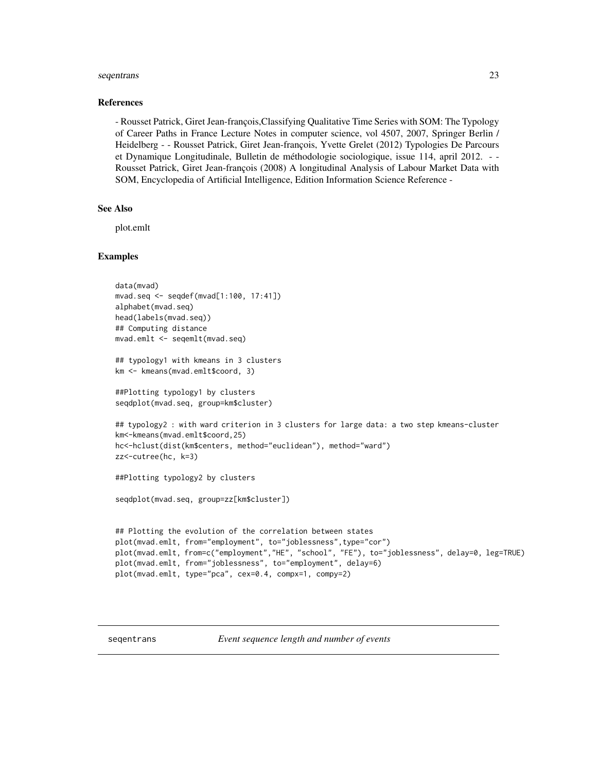### References

- Rousset Patrick, Giret Jean-françois,Classifying Qualitative Time Series with SOM: The Typology of Career Paths in France Lecture Notes in computer science, vol 4507, 2007, Springer Berlin / Heidelberg - - Rousset Patrick, Giret Jean-françois, Yvette Grelet (2012) Typologies De Parcours et Dynamique Longitudinale, Bulletin de méthodologie sociologique, issue 114, april 2012. - - Rousset Patrick, Giret Jean-françois (2008) A longitudinal Analysis of Labour Market Data with SOM, Encyclopedia of Artificial Intelligence, Edition Information Science Reference -

### See Also

plot.emlt

### Examples

```
data(mvad)
mvad.seq <- seqdef(mvad[1:100, 17:41])
alphabet(mvad.seq)
head(labels(mvad.seq))
## Computing distance
mvad.emlt <- seqemlt(mvad.seq)

## typology1 with kmeans in 3 clusters
km <- kmeans(mvad.emlt$coord, 3)

##Plotting typology1 by clusters
seqdplot(mvad.seq, group=km$cluster)

## typology2 : with ward criterion in 3 clusters for large data: a two step kmeans-cluster
km<-kmeans(mvad.emlt$coord,25)
hc<-hclust(dist(km$centers, method="euclidean"), method="ward")
zz<-cutree(hc, k=3)

##Plotting typology2 by clusters

seqdplot(mvad.seq, group=zz[km$cluster])


## Plotting the evolution of the correlation between states
plot(mvad.emlt, from="employment", to="joblessness",type="cor")
plot(mvad.emlt, from=c("employment","HE", "school", "FE"), to="joblessness", delay=0, leg=TRUE)
plot(mvad.emlt, from="joblessness", to="employment", delay=6)
plot(mvad.emlt, type="pca", cex=0.4, compx=1, compy=2)
```

---

## seqentrans *Event sequence length and number of events*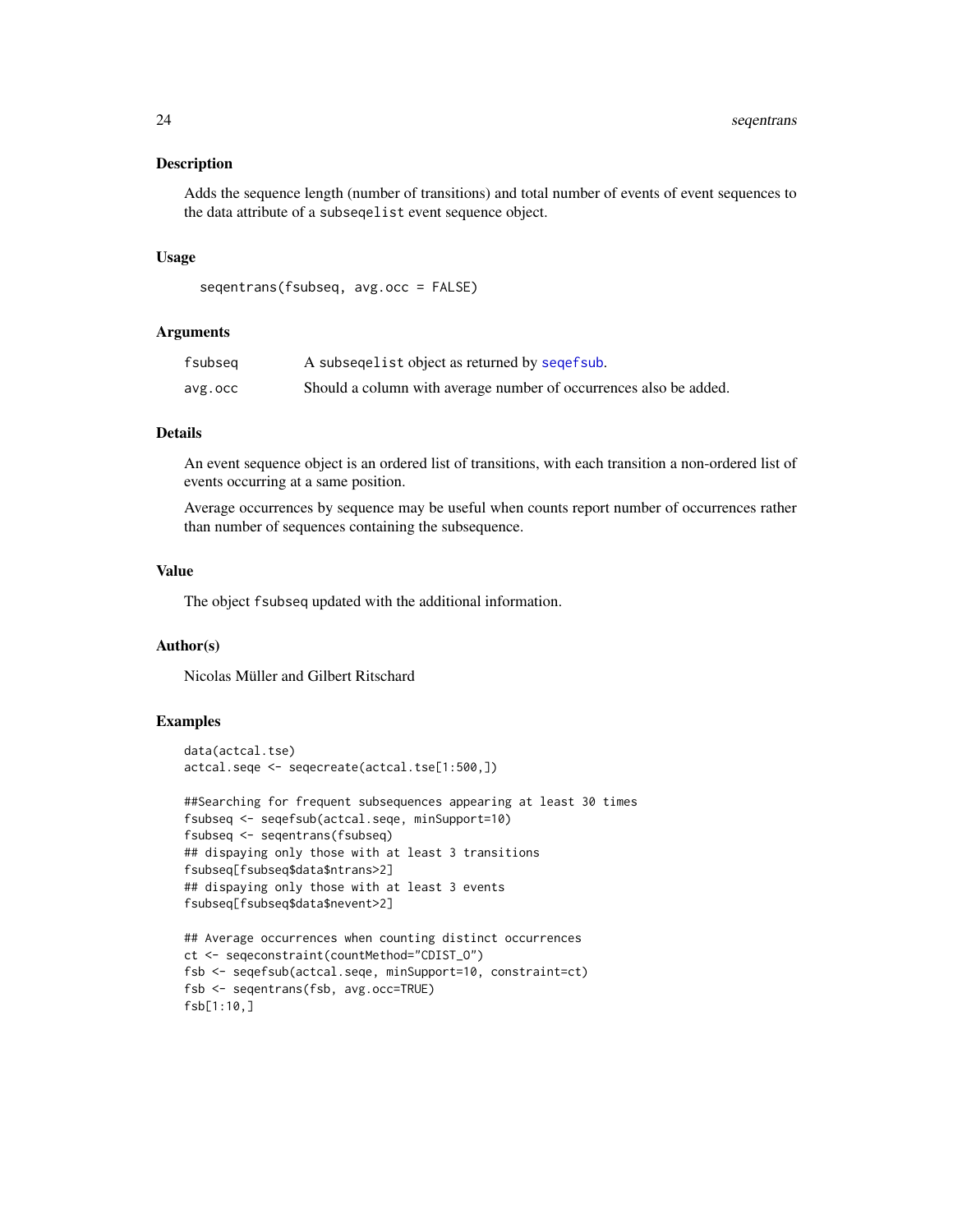## Description

Adds the sequence length (number of transitions) and total number of events of event sequences to the data attribute of a `subseqelist` event sequence object.

## Usage

```
seqentrans(fsubseq, avg.occ = FALSE)
```

## Arguments

| | |
|---|---|
| `fsubseq` | A `subseqelist` object as returned by `seqefsub`. |
| `avg.occ` | Should a column with average number of occurrences also be added. |

## Details

An event sequence object is an ordered list of transitions, with each transition a non-ordered list of events occurring at a same position.

Average occurrences by sequence may be useful when counts report number of occurrences rather than number of sequences containing the subsequence.

## Value

The object `fsubseq` updated with the additional information.

## Author(s)

Nicolas Müller and Gilbert Ritschard

## Examples

```
data(actcal.tse)
actcal.seqe <- seqecreate(actcal.tse[1:500,])

##Searching for frequent subsequences appearing at least 30 times
fsubseq <- seqefsub(actcal.seqe, minSupport=10)
fsubseq <- seqentrans(fsubseq)
## dispaying only those with at least 3 transitions
fsubseq[fsubseq$data$ntrans>2]
## dispaying only those with at least 3 events
fsubseq[fsubseq$data$nevent>2]

## Average occurrences when counting distinct occurrences
ct <- seqeconstraint(countMethod="CDIST_O")
fsb <- seqefsub(actcal.seqe, minSupport=10, constraint=ct)
fsb <- seqentrans(fsb, avg.occ=TRUE)
fsb[1:10,]
```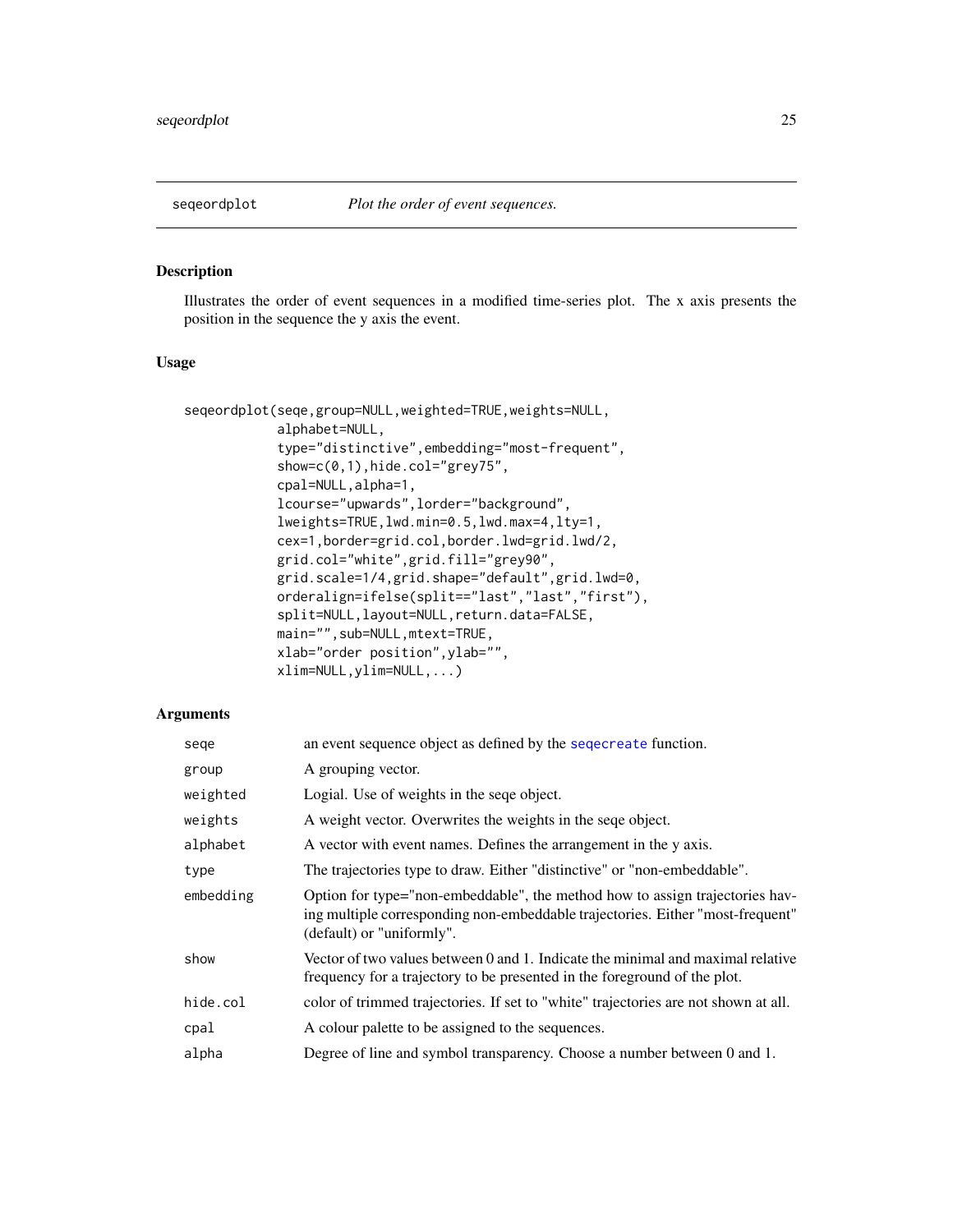# seqeordplot — *Plot the order of event sequences.*

## Description

Illustrates the order of event sequences in a modified time-series plot. The x axis presents the position in the sequence the y axis the event.

## Usage

```
seqeordplot(seqe,group=NULL,weighted=TRUE,weights=NULL,
            alphabet=NULL,
            type="distinctive",embedding="most-frequent",
            show=c(0,1),hide.col="grey75",
            cpal=NULL,alpha=1,
            lcourse="upwards",lorder="background",
            lweights=TRUE,lwd.min=0.5,lwd.max=4,lty=1,
            cex=1,border=grid.col,border.lwd=grid.lwd/2,
            grid.col="white",grid.fill="grey90",
            grid.scale=1/4,grid.shape="default",grid.lwd=0,
            orderalign=ifelse(split=="last","last","first"),
            split=NULL,layout=NULL,return.data=FALSE,
            main="",sub=NULL,mtext=TRUE,
            xlab="order position",ylab="",
            xlim=NULL,ylim=NULL,...)
```

## Arguments

| | |
|---|---|
| `seqe` | an event sequence object as defined by the `seqecreate` function. |
| `group` | A grouping vector. |
| `weighted` | Logial. Use of weights in the seqe object. |
| `weights` | A weight vector. Overwrites the weights in the seqe object. |
| `alphabet` | A vector with event names. Defines the arrangement in the y axis. |
| `type` | The trajectories type to draw. Either "distinctive" or "non-embeddable". |
| `embedding` | Option for type="non-embeddable", the method how to assign trajectories having multiple corresponding non-embeddable trajectories. Either "most-frequent" (default) or "uniformly". |
| `show` | Vector of two values between 0 and 1. Indicate the minimal and maximal relative frequency for a trajectory to be presented in the foreground of the plot. |
| `hide.col` | color of trimmed trajectories. If set to "white" trajectories are not shown at all. |
| `cpal` | A colour palette to be assigned to the sequences. |
| `alpha` | Degree of line and symbol transparency. Choose a number between 0 and 1. |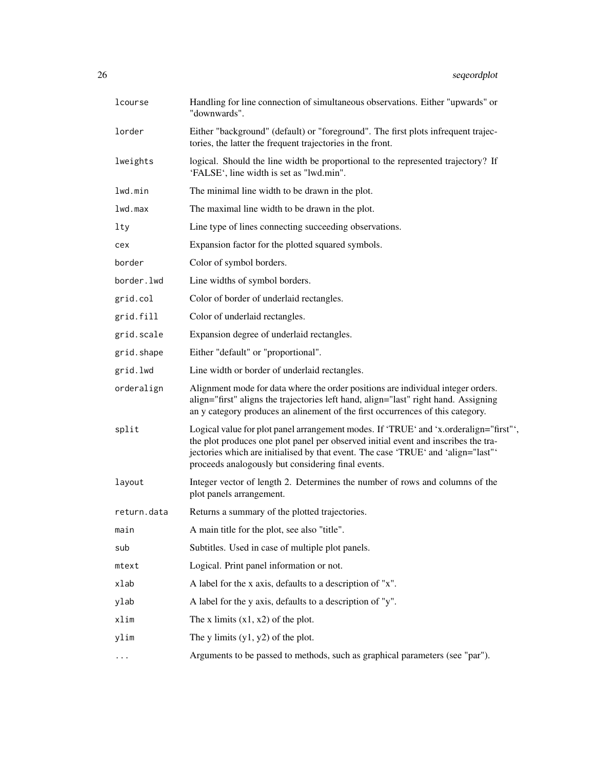| | |
|---|---|
| lcourse | Handling for line connection of simultaneous observations. Either "upwards" or "downwards". |
| lorder | Either "background" (default) or "foreground". The first plots infrequent trajectories, the latter the frequent trajectories in the front. |
| lweights | logical. Should the line width be proportional to the represented trajectory? If 'FALSE', line width is set as "lwd.min". |
| lwd.min | The minimal line width to be drawn in the plot. |
| lwd.max | The maximal line width to be drawn in the plot. |
| lty | Line type of lines connecting succeeding observations. |
| cex | Expansion factor for the plotted squared symbols. |
| border | Color of symbol borders. |
| border.lwd | Line widths of symbol borders. |
| grid.col | Color of border of underlaid rectangles. |
| grid.fill | Color of underlaid rectangles. |
| grid.scale | Expansion degree of underlaid rectangles. |
| grid.shape | Either "default" or "proportional". |
| grid.lwd | Line width or border of underlaid rectangles. |
| orderalign | Alignment mode for data where the order positions are individual integer orders. align="first" aligns the trajectories left hand, align="last" right hand. Assigning an y category produces an alinement of the first occurrences of this category. |
| split | Logical value for plot panel arrangement modes. If 'TRUE' and 'x.orderalign="first"', the plot produces one plot panel per observed initial event and inscribes the trajectories which are initialised by that event. The case 'TRUE' and 'align="last"' proceeds analogously but considering final events. |
| layout | Integer vector of length 2. Determines the number of rows and columns of the plot panels arrangement. |
| return.data | Returns a summary of the plotted trajectories. |
| main | A main title for the plot, see also "title". |
| sub | Subtitles. Used in case of multiple plot panels. |
| mtext | Logical. Print panel information or not. |
| xlab | A label for the x axis, defaults to a description of "x". |
| ylab | A label for the y axis, defaults to a description of "y". |
| xlim | The x limits (x1, x2) of the plot. |
| ylim | The y limits (y1, y2) of the plot. |
| ... | Arguments to be passed to methods, such as graphical parameters (see "par"). |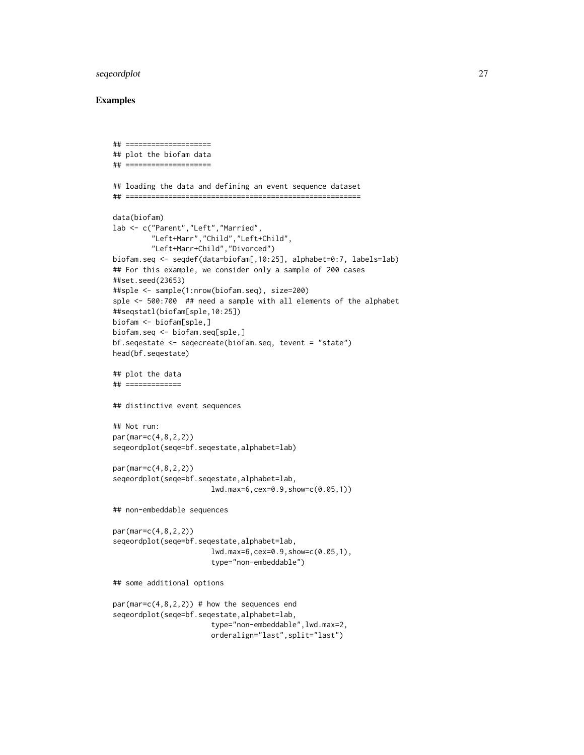## Examples

```
## ====================
## plot the biofam data
## ====================

## loading the data and defining an event sequence dataset
## ======================================================

data(biofam)
lab <- c("Parent","Left","Married",
         "Left+Marr","Child","Left+Child",
         "Left+Marr+Child","Divorced")
biofam.seq <- seqdef(data=biofam[,10:25], alphabet=0:7, labels=lab)
## For this example, we consider only a sample of 200 cases
##set.seed(23653)
##sple <- sample(1:nrow(biofam.seq), size=200)
sple <- 500:700  ## need a sample with all elements of the alphabet
##seqstatl(biofam[sple,10:25])
biofam <- biofam[sple,]
biofam.seq <- biofam.seq[sple,]
bf.seqestate <- seqecreate(biofam.seq, tevent = "state")
head(bf.seqestate)

## plot the data
## =============

## distinctive event sequences

## Not run:
par(mar=c(4,8,2,2))
seqeordplot(seqe=bf.seqestate,alphabet=lab)

par(mar=c(4,8,2,2))
seqeordplot(seqe=bf.seqestate,alphabet=lab,
                      lwd.max=6,cex=0.9,show=c(0.05,1))

## non-embeddable sequences

par(mar=c(4,8,2,2))
seqeordplot(seqe=bf.seqestate,alphabet=lab,
                      lwd.max=6,cex=0.9,show=c(0.05,1),
                      type="non-embeddable")

## some additional options

par(mar=c(4,8,2,2)) # how the sequences end
seqeordplot(seqe=bf.seqestate,alphabet=lab,
                      type="non-embeddable",lwd.max=2,
                      orderalign="last",split="last")
```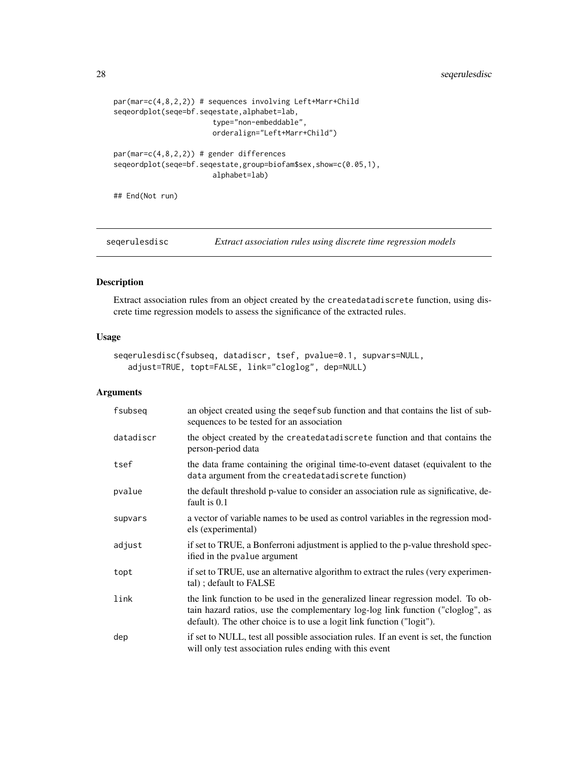```
par(mar=c(4,8,2,2)) # sequences involving Left+Marr+Child
seqeordplot(seqe=bf.seqestate,alphabet=lab,
                       type="non-embeddable",
                       orderalign="Left+Marr+Child")

par(mar=c(4,8,2,2)) # gender differences
seqeordplot(seqe=bf.seqestate,group=biofam$sex,show=c(0.05,1),
                       alphabet=lab)

## End(Not run)
```

## seqerulesdisc — *Extract association rules using discrete time regression models*

### Description

Extract association rules from an object created by the `createdatadiscrete` function, using discrete time regression models to assess the significance of the extracted rules.

### Usage

```
seqerulesdisc(fsubseq, datadiscr, tsef, pvalue=0.1, supvars=NULL,
   adjust=TRUE, topt=FALSE, link="cloglog", dep=NULL)
```

### Arguments

| | |
|---|---|
| `fsubseq` | an object created using the `seqefsub` function and that contains the list of subsequences to be tested for an association |
| `datadiscr` | the object created by the `createdatadiscrete` function and that contains the person-period data |
| `tsef` | the data frame containing the original time-to-event dataset (equivalent to the `data` argument from the `createdatadiscrete` function) |
| `pvalue` | the default threshold p-value to consider an association rule as significative, default is 0.1 |
| `supvars` | a vector of variable names to be used as control variables in the regression models (experimental) |
| `adjust` | if set to TRUE, a Bonferroni adjustment is applied to the p-value threshold specified in the `pvalue` argument |
| `topt` | if set to TRUE, use an alternative algorithm to extract the rules (very experimental) ; default to FALSE |
| `link` | the link function to be used in the generalized linear regression model. To obtain hazard ratios, use the complementary log-log link function ("cloglog", as default). The other choice is to use a logit link function ("logit"). |
| `dep` | if set to NULL, test all possible association rules. If an event is set, the function will only test association rules ending with this event |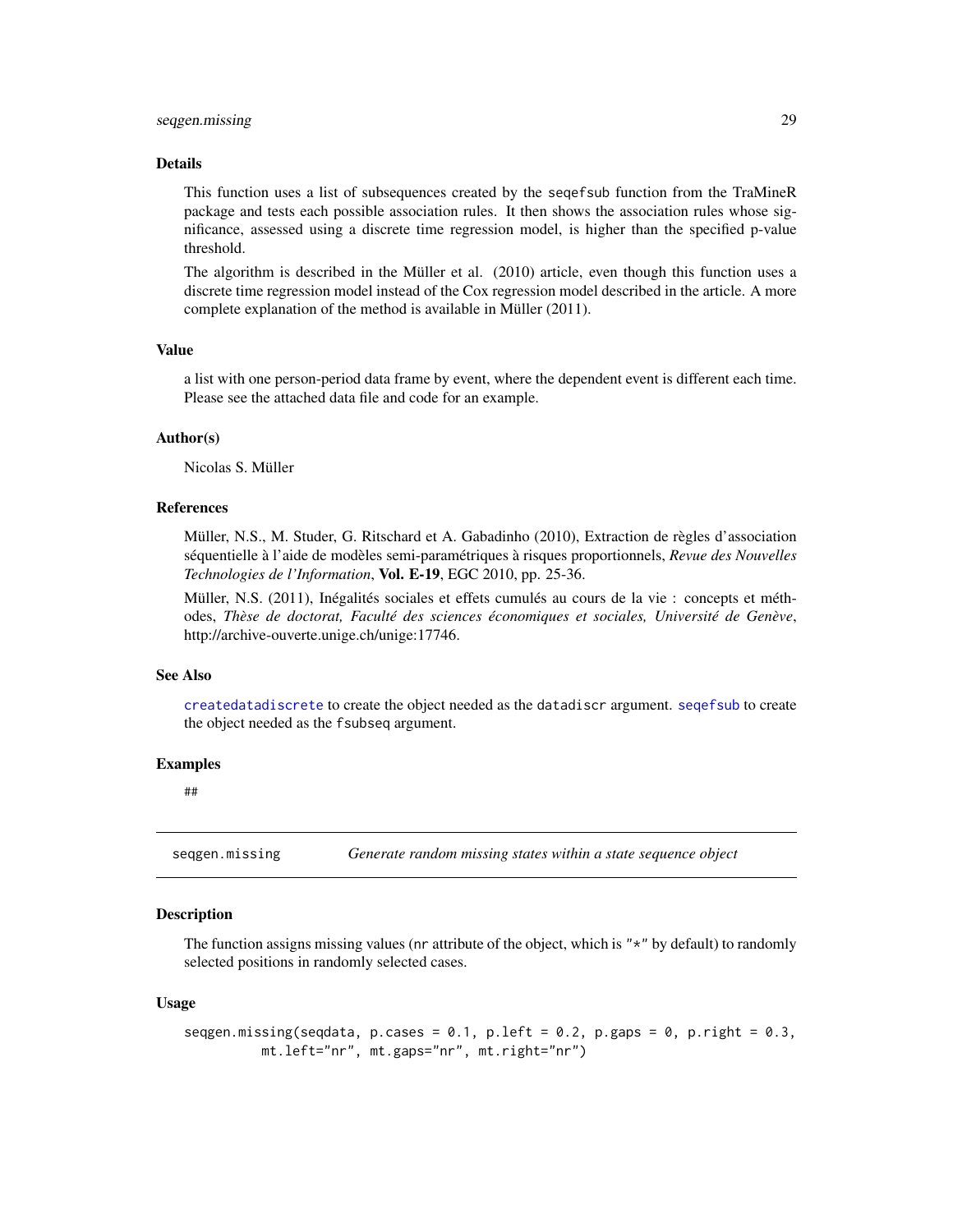### Details

This function uses a list of subsequences created by the seqefsub function from the TraMineR package and tests each possible association rules. It then shows the association rules whose significance, assessed using a discrete time regression model, is higher than the specified p-value threshold.

The algorithm is described in the Müller et al. (2010) article, even though this function uses a discrete time regression model instead of the Cox regression model described in the article. A more complete explanation of the method is available in Müller (2011).

### Value

a list with one person-period data frame by event, where the dependent event is different each time. Please see the attached data file and code for an example.

### Author(s)

Nicolas S. Müller

### References

Müller, N.S., M. Studer, G. Ritschard et A. Gabadinho (2010), Extraction de règles d'association séquentielle à l'aide de modèles semi-paramétriques à risques proportionnels, *Revue des Nouvelles Technologies de l'Information*, **Vol. E-19**, EGC 2010, pp. 25-36.

Müller, N.S. (2011), Inégalités sociales et effets cumulés au cours de la vie : concepts et méthodes, *Thèse de doctorat, Faculté des sciences économiques et sociales, Université de Genève*, http://archive-ouverte.unige.ch/unige:17746.

### See Also

createdatadiscrete to create the object needed as the datadiscr argument. seqefsub to create the object needed as the fsubseq argument.

### Examples

```
##
```

---

## seqgen.missing — *Generate random missing states within a state sequence object*

### Description

The function assigns missing values (nr attribute of the object, which is "*" by default) to randomly selected positions in randomly selected cases.

### Usage

```
seqgen.missing(seqdata, p.cases = 0.1, p.left = 0.2, p.gaps = 0, p.right = 0.3,
         mt.left="nr", mt.gaps="nr", mt.right="nr")
```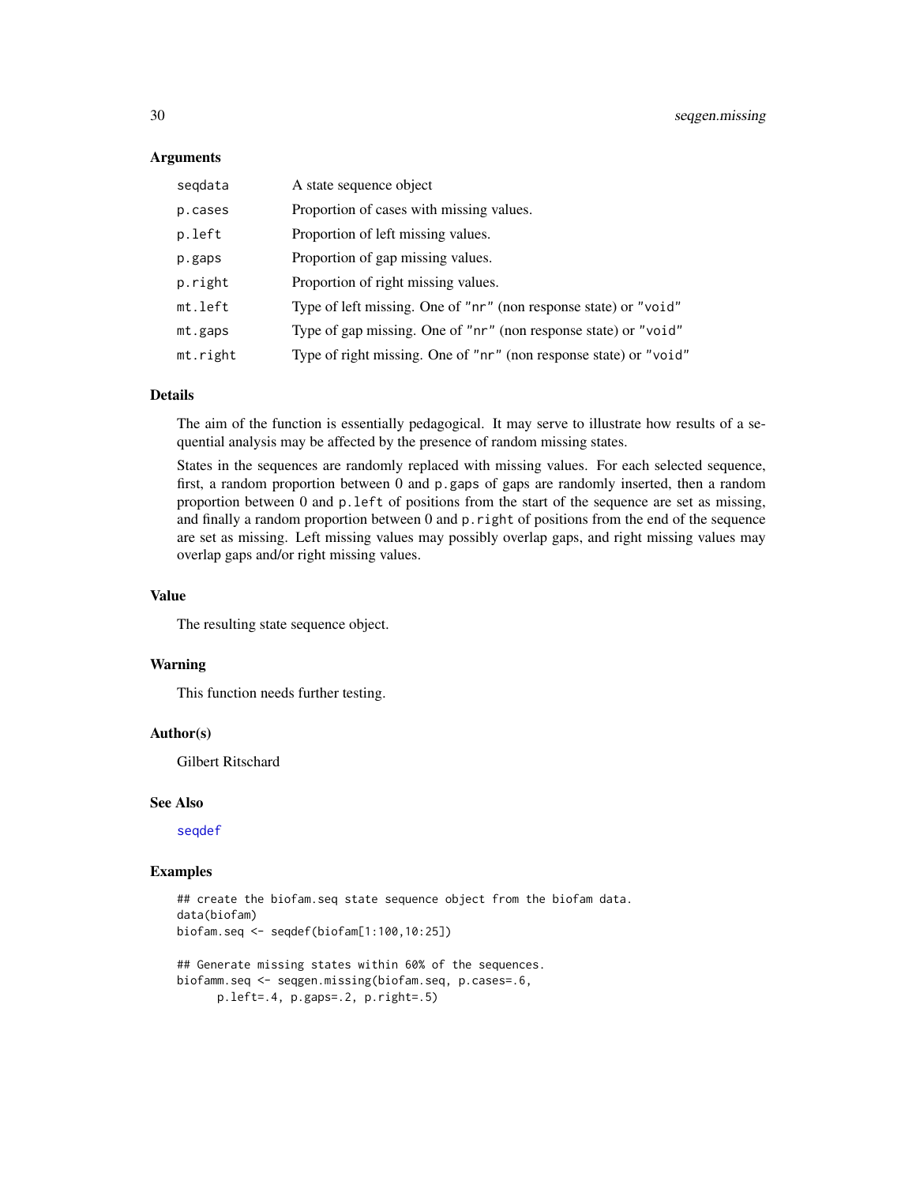### Arguments

| | |
|---|---|
| `seqdata` | A state sequence object |
| `p.cases` | Proportion of cases with missing values. |
| `p.left` | Proportion of left missing values. |
| `p.gaps` | Proportion of gap missing values. |
| `p.right` | Proportion of right missing values. |
| `mt.left` | Type of left missing. One of `"nr"` (non response state) or `"void"` |
| `mt.gaps` | Type of gap missing. One of `"nr"` (non response state) or `"void"` |
| `mt.right` | Type of right missing. One of `"nr"` (non response state) or `"void"` |

### Details

The aim of the function is essentially pedagogical. It may serve to illustrate how results of a sequential analysis may be affected by the presence of random missing states.

States in the sequences are randomly replaced with missing values. For each selected sequence, first, a random proportion between 0 and `p.gaps` of gaps are randomly inserted, then a random proportion between 0 and `p.left` of positions from the start of the sequence are set as missing, and finally a random proportion between 0 and `p.right` of positions from the end of the sequence are set as missing. Left missing values may possibly overlap gaps, and right missing values may overlap gaps and/or right missing values.

### Value

The resulting state sequence object.

### Warning

This function needs further testing.

### Author(s)

Gilbert Ritschard

### See Also

`seqdef`

### Examples

```
## create the biofam.seq state sequence object from the biofam data.
data(biofam)
biofam.seq <- seqdef(biofam[1:100,10:25])

## Generate missing states within 60% of the sequences.
biofamm.seq <- seqgen.missing(biofam.seq, p.cases=.6,
      p.left=.4, p.gaps=.2, p.right=.5)
```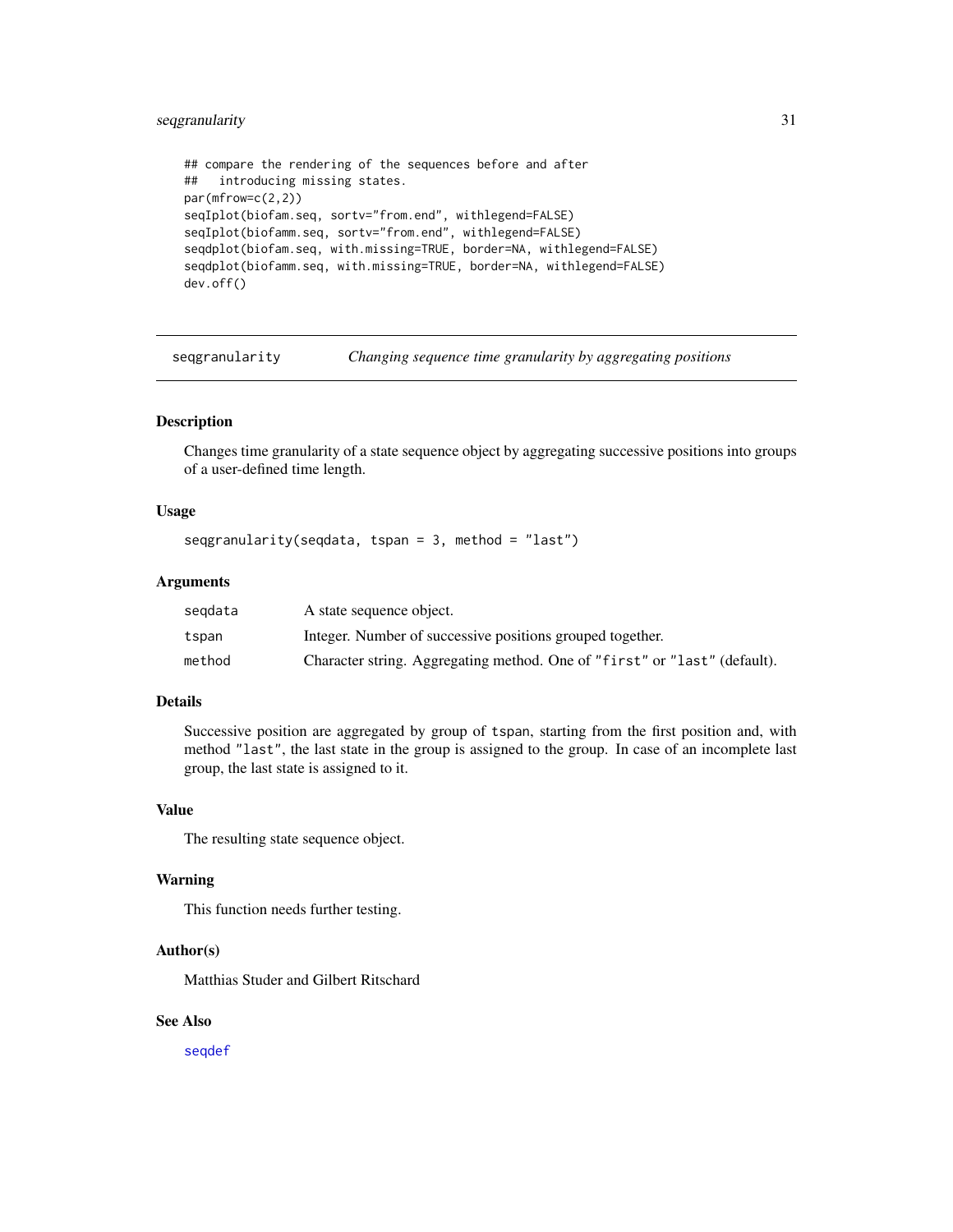```
## compare the rendering of the sequences before and after
##   introducing missing states.
par(mfrow=c(2,2))
seqIplot(biofam.seq, sortv="from.end", withlegend=FALSE)
seqIplot(biofamm.seq, sortv="from.end", withlegend=FALSE)
seqdplot(biofam.seq, with.missing=TRUE, border=NA, withlegend=FALSE)
seqdplot(biofamm.seq, with.missing=TRUE, border=NA, withlegend=FALSE)
dev.off()
```

---

## seqgranularity — *Changing sequence time granularity by aggregating positions*

### Description

Changes time granularity of a state sequence object by aggregating successive positions into groups of a user-defined time length.

### Usage

```
seqgranularity(seqdata, tspan = 3, method = "last")
```

### Arguments

| | |
|---|---|
| `seqdata` | A state sequence object. |
| `tspan` | Integer. Number of successive positions grouped together. |
| `method` | Character string. Aggregating method. One of `"first"` or `"last"` (default). |

### Details

Successive position are aggregated by group of `tspan`, starting from the first position and, with method `"last"`, the last state in the group is assigned to the group. In case of an incomplete last group, the last state is assigned to it.

### Value

The resulting state sequence object.

### Warning

This function needs further testing.

### Author(s)

Matthias Studer and Gilbert Ritschard

### See Also

`seqdef`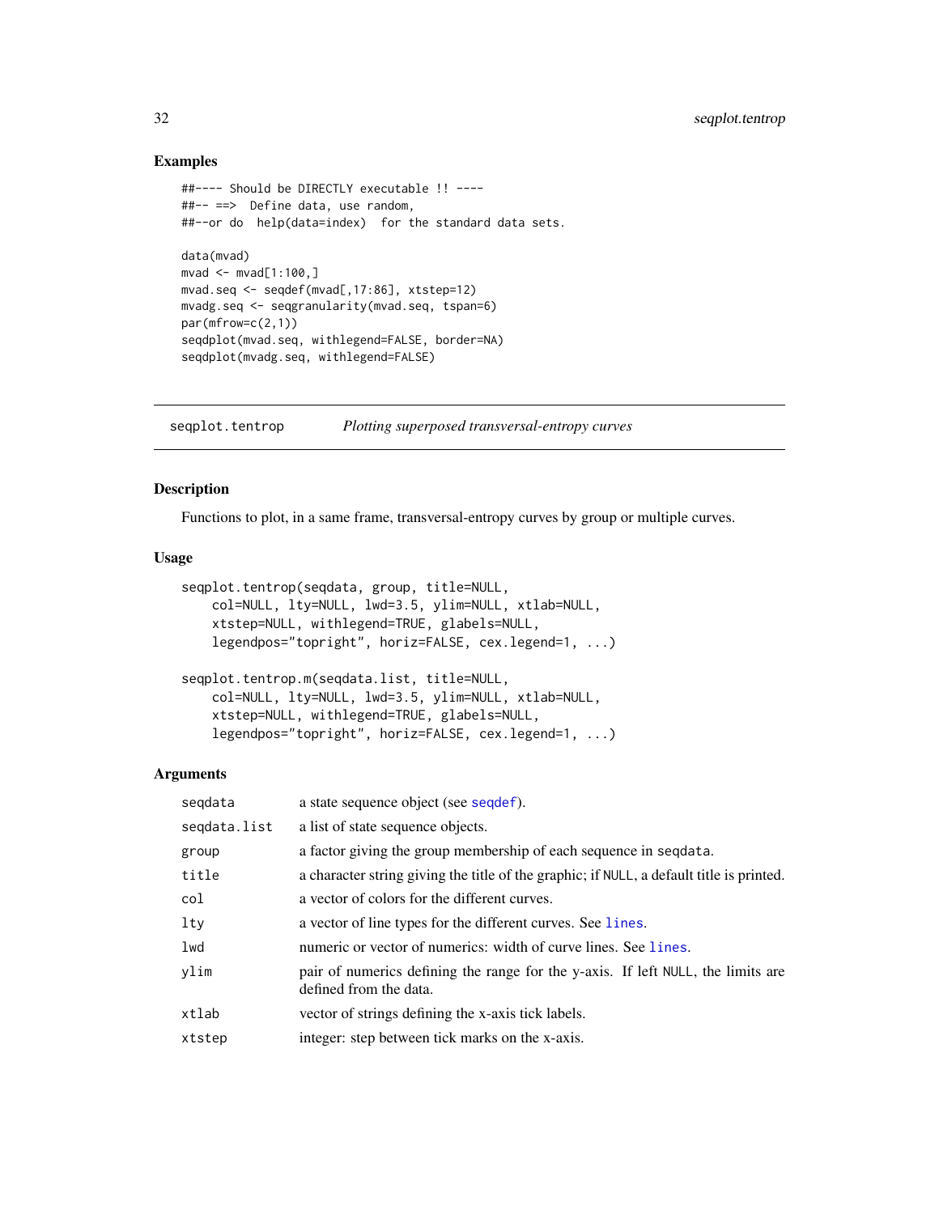## Examples

```
##---- Should be DIRECTLY executable !! ----
##-- ==>  Define data, use random,
##--or do  help(data=index)  for the standard data sets.

data(mvad)
mvad <- mvad[1:100,]
mvad.seq <- seqdef(mvad[,17:86], xtstep=12)
mvadg.seq <- seqgranularity(mvad.seq, tspan=6)
par(mfrow=c(2,1))
seqdplot(mvad.seq, withlegend=FALSE, border=NA)
seqdplot(mvadg.seq, withlegend=FALSE)
```

---

`seqplot.tentrop` *Plotting superposed transversal-entropy curves*

---

## Description

Functions to plot, in a same frame, transversal-entropy curves by group or multiple curves.

## Usage

```
seqplot.tentrop(seqdata, group, title=NULL,
    col=NULL, lty=NULL, lwd=3.5, ylim=NULL, xtlab=NULL,
    xtstep=NULL, withlegend=TRUE, glabels=NULL,
    legendpos="topright", horiz=FALSE, cex.legend=1, ...)

seqplot.tentrop.m(seqdata.list, title=NULL,
    col=NULL, lty=NULL, lwd=3.5, ylim=NULL, xtlab=NULL,
    xtstep=NULL, withlegend=TRUE, glabels=NULL,
    legendpos="topright", horiz=FALSE, cex.legend=1, ...)
```

## Arguments

| | |
|---|---|
| `seqdata` | a state sequence object (see `seqdef`). |
| `seqdata.list` | a list of state sequence objects. |
| `group` | a factor giving the group membership of each sequence in `seqdata`. |
| `title` | a character string giving the title of the graphic; if `NULL`, a default title is printed. |
| `col` | a vector of colors for the different curves. |
| `lty` | a vector of line types for the different curves. See `lines`. |
| `lwd` | numeric or vector of numerics: width of curve lines. See `lines`. |
| `ylim` | pair of numerics defining the range for the y-axis. If left `NULL`, the limits are defined from the data. |
| `xtlab` | vector of strings defining the x-axis tick labels. |
| `xtstep` | integer: step between tick marks on the x-axis. |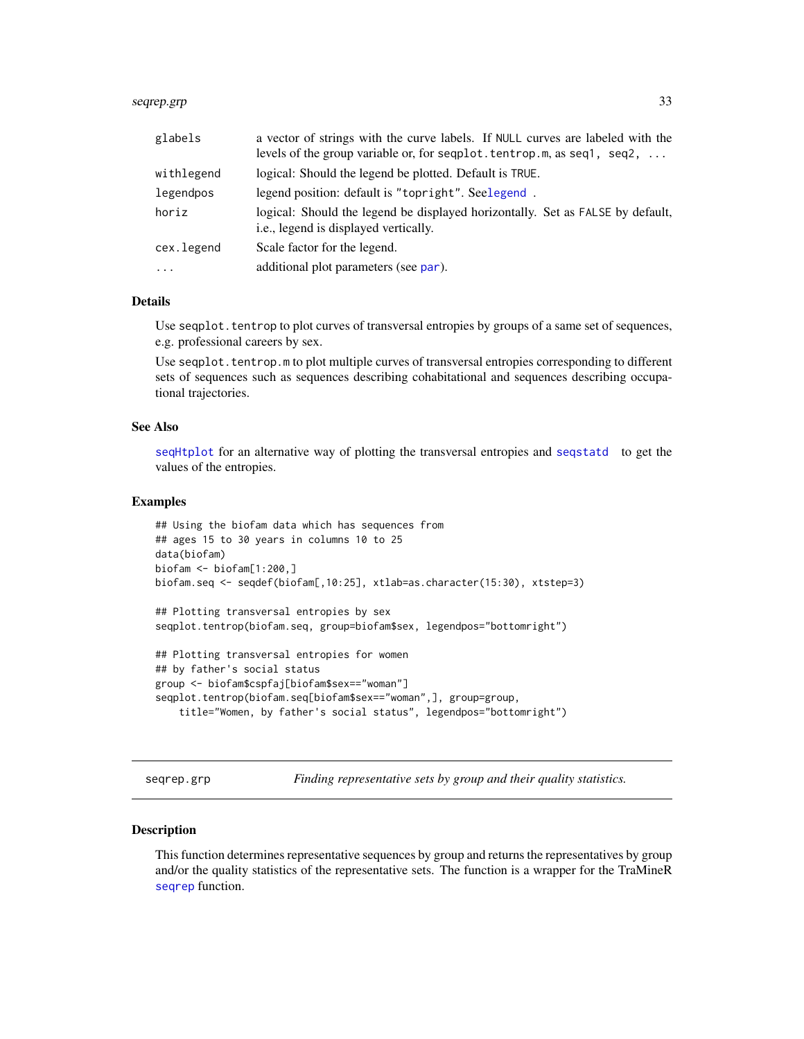| | |
|---|---|
| `glabels` | a vector of strings with the curve labels. If `NULL` curves are labeled with the levels of the group variable or, for `seqplot.tentrop.m`, as `seq1, seq2, ...` |
| `withlegend` | logical: Should the legend be plotted. Default is `TRUE`. |
| `legendpos` | legend position: default is `"topright"`. See`legend` . |
| `horiz` | logical: Should the legend be displayed horizontally. Set as `FALSE` by default, i.e., legend is displayed vertically. |
| `cex.legend` | Scale factor for the legend. |
| `...` | additional plot parameters (see `par`). |

### Details

Use `seqplot.tentrop` to plot curves of transversal entropies by groups of a same set of sequences, e.g. professional careers by sex.

Use `seqplot.tentrop.m` to plot multiple curves of transversal entropies corresponding to different sets of sequences such as sequences describing cohabitational and sequences describing occupational trajectories.

### See Also

`seqHtplot` for an alternative way of plotting the transversal entropies and `seqstatd` to get the values of the entropies.

### Examples

```
## Using the biofam data which has sequences from
## ages 15 to 30 years in columns 10 to 25
data(biofam)
biofam <- biofam[1:200,]
biofam.seq <- seqdef(biofam[,10:25], xtlab=as.character(15:30), xtstep=3)

## Plotting transversal entropies by sex
seqplot.tentrop(biofam.seq, group=biofam$sex, legendpos="bottomright")

## Plotting transversal entropies for women
## by father's social status
group <- biofam$cspfaj[biofam$sex=="woman"]
seqplot.tentrop(biofam.seq[biofam$sex=="woman",], group=group,
    title="Women, by father's social status", legendpos="bottomright")
```

---

## seqrep.grp — *Finding representative sets by group and their quality statistics.*

### Description

This function determines representative sequences by group and returns the representatives by group and/or the quality statistics of the representative sets. The function is a wrapper for the TraMineR `seqrep` function.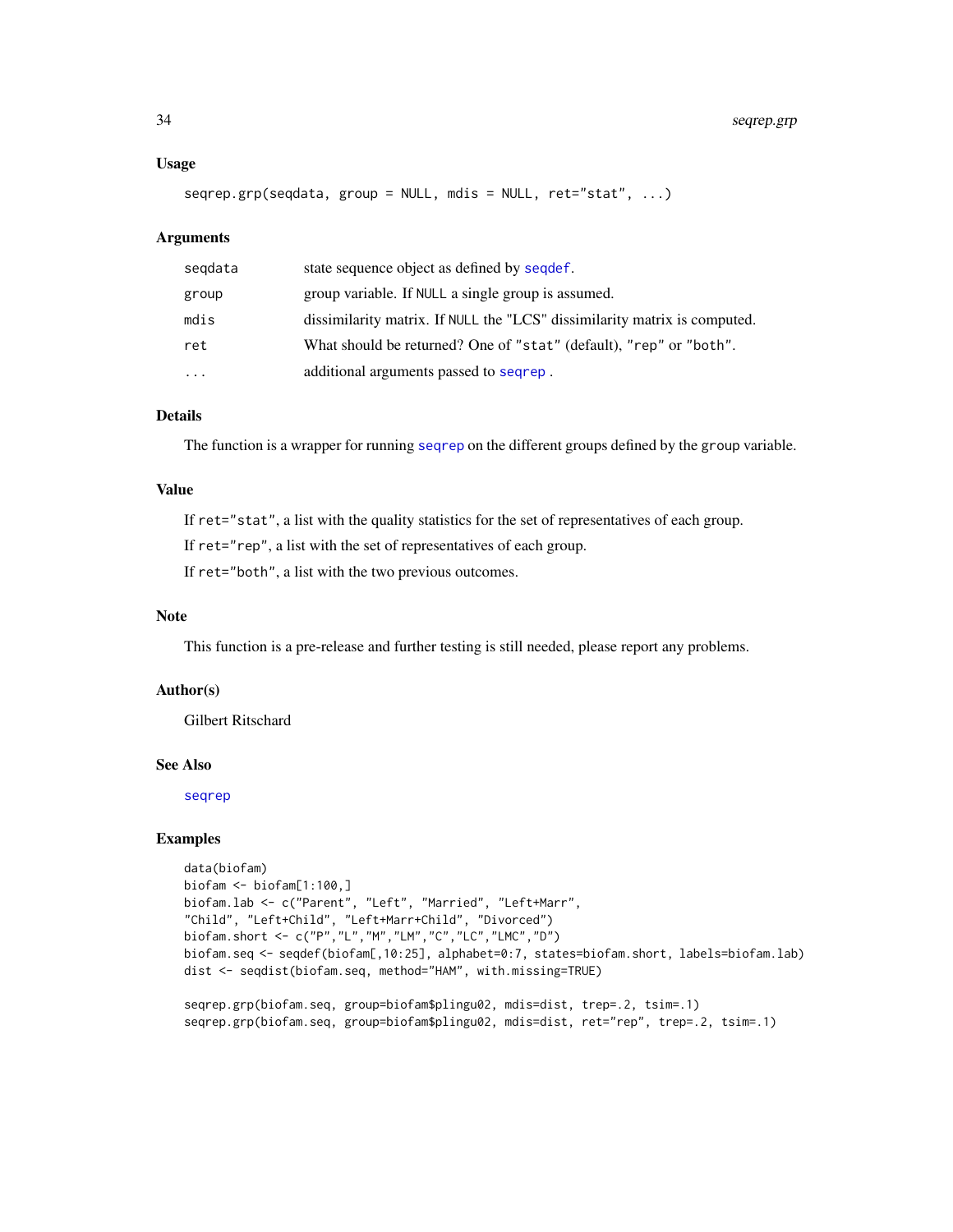## Usage

```
seqrep.grp(seqdata, group = NULL, mdis = NULL, ret="stat", ...)
```

## Arguments

| | |
|---|---|
| seqdata | state sequence object as defined by seqdef. |
| group | group variable. If NULL a single group is assumed. |
| mdis | dissimilarity matrix. If NULL the "LCS" dissimilarity matrix is computed. |
| ret | What should be returned? One of "stat" (default), "rep" or "both". |
| ... | additional arguments passed to seqrep . |

## Details

The function is a wrapper for running seqrep on the different groups defined by the group variable.

## Value

If ret="stat", a list with the quality statistics for the set of representatives of each group.

If ret="rep", a list with the set of representatives of each group.

If ret="both", a list with the two previous outcomes.

## Note

This function is a pre-release and further testing is still needed, please report any problems.

## Author(s)

Gilbert Ritschard

## See Also

seqrep

## Examples

```
data(biofam)
biofam <- biofam[1:100,]
biofam.lab <- c("Parent", "Left", "Married", "Left+Marr",
"Child", "Left+Child", "Left+Marr+Child", "Divorced")
biofam.short <- c("P","L","M","LM","C","LC","LMC","D")
biofam.seq <- seqdef(biofam[,10:25], alphabet=0:7, states=biofam.short, labels=biofam.lab)
dist <- seqdist(biofam.seq, method="HAM", with.missing=TRUE)

seqrep.grp(biofam.seq, group=biofam$plingu02, mdis=dist, trep=.2, tsim=.1)
seqrep.grp(biofam.seq, group=biofam$plingu02, mdis=dist, ret="rep", trep=.2, tsim=.1)
```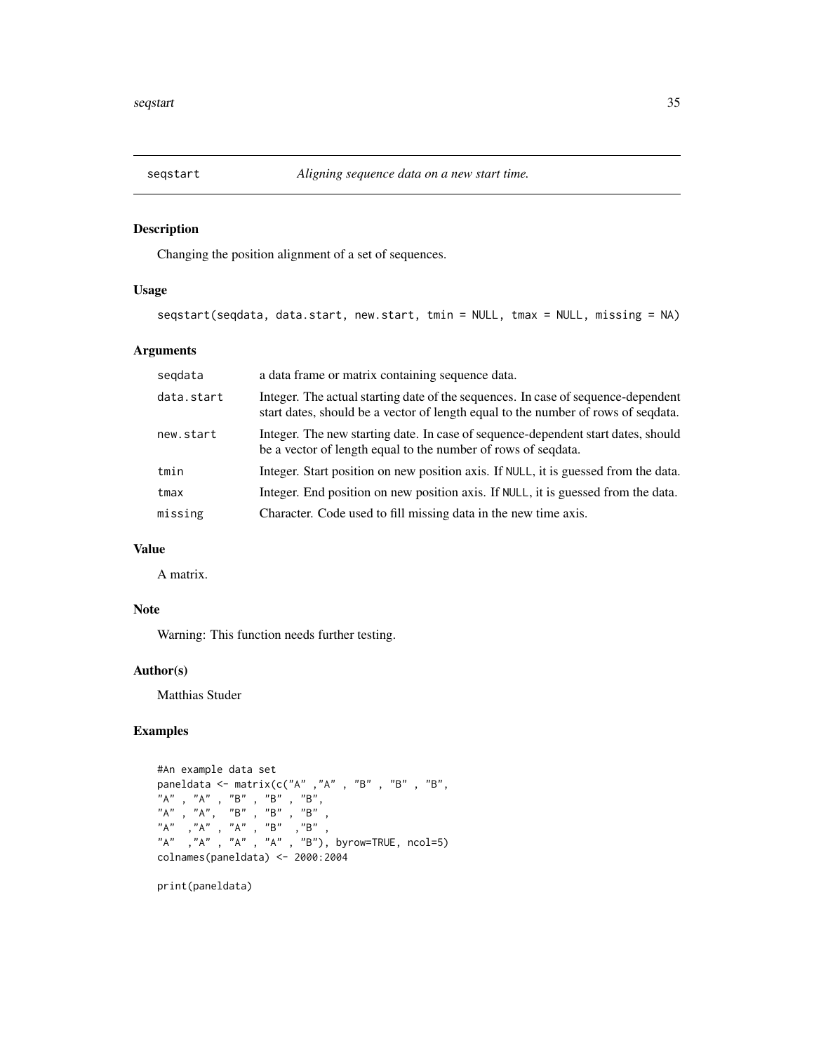# seqstart — *Aligning sequence data on a new start time.*

## Description

Changing the position alignment of a set of sequences.

## Usage

```
seqstart(seqdata, data.start, new.start, tmin = NULL, tmax = NULL, missing = NA)
```

## Arguments

| | |
|---|---|
| `seqdata` | a data frame or matrix containing sequence data. |
| `data.start` | Integer. The actual starting date of the sequences. In case of sequence-dependent start dates, should be a vector of length equal to the number of rows of seqdata. |
| `new.start` | Integer. The new starting date. In case of sequence-dependent start dates, should be a vector of length equal to the number of rows of seqdata. |
| `tmin` | Integer. Start position on new position axis. If `NULL`, it is guessed from the data. |
| `tmax` | Integer. End position on new position axis. If `NULL`, it is guessed from the data. |
| `missing` | Character. Code used to fill missing data in the new time axis. |

## Value

A matrix.

## Note

Warning: This function needs further testing.

## Author(s)

Matthias Studer

## Examples

```
#An example data set
paneldata <- matrix(c("A" ,"A" , "B" , "B" , "B",
"A" , "A" , "B" , "B" , "B",
"A" , "A",  "B" , "B" , "B" ,
"A"  ,"A" , "A" , "B"  ,"B" ,
"A"  ,"A" , "A" , "A" , "B"), byrow=TRUE, ncol=5)
colnames(paneldata) <- 2000:2004

print(paneldata)
```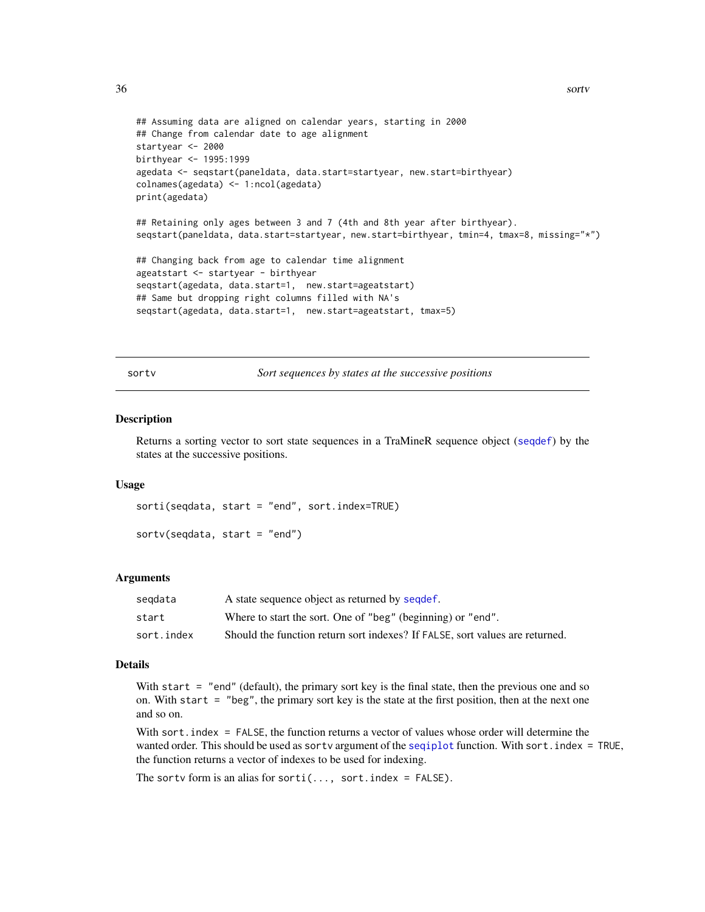```
## Assuming data are aligned on calendar years, starting in 2000
## Change from calendar date to age alignment
startyear <- 2000
birthyear <- 1995:1999
agedata <- seqstart(paneldata, data.start=startyear, new.start=birthyear)
colnames(agedata) <- 1:ncol(agedata)
print(agedata)

## Retaining only ages between 3 and 7 (4th and 8th year after birthyear).
seqstart(paneldata, data.start=startyear, new.start=birthyear, tmin=4, tmax=8, missing="*")

## Changing back from age to calendar time alignment
ageatstart <- startyear - birthyear
seqstart(agedata, data.start=1,  new.start=ageatstart)
## Same but dropping right columns filled with NA's
seqstart(agedata, data.start=1,  new.start=ageatstart, tmax=5)
```

---

## sortv — *Sort sequences by states at the successive positions*

---

### Description

Returns a sorting vector to sort state sequences in a TraMineR sequence object (seqdef) by the states at the successive positions.

### Usage

```
sorti(seqdata, start = "end", sort.index=TRUE)

sortv(seqdata, start = "end")
```

### Arguments

| | |
|---|---|
| seqdata | A state sequence object as returned by seqdef. |
| start | Where to start the sort. One of "beg" (beginning) or "end". |
| sort.index | Should the function return sort indexes? If FALSE, sort values are returned. |

### Details

With `start = "end"` (default), the primary sort key is the final state, then the previous one and so on. With `start = "beg"`, the primary sort key is the state at the first position, then at the next one and so on.

With `sort.index = FALSE`, the function returns a vector of values whose order will determine the wanted order. This should be used as `sortv` argument of the seqiplot function. With `sort.index = TRUE`, the function returns a vector of indexes to be used for indexing.

The `sortv` form is an alias for `sorti(..., sort.index = FALSE)`.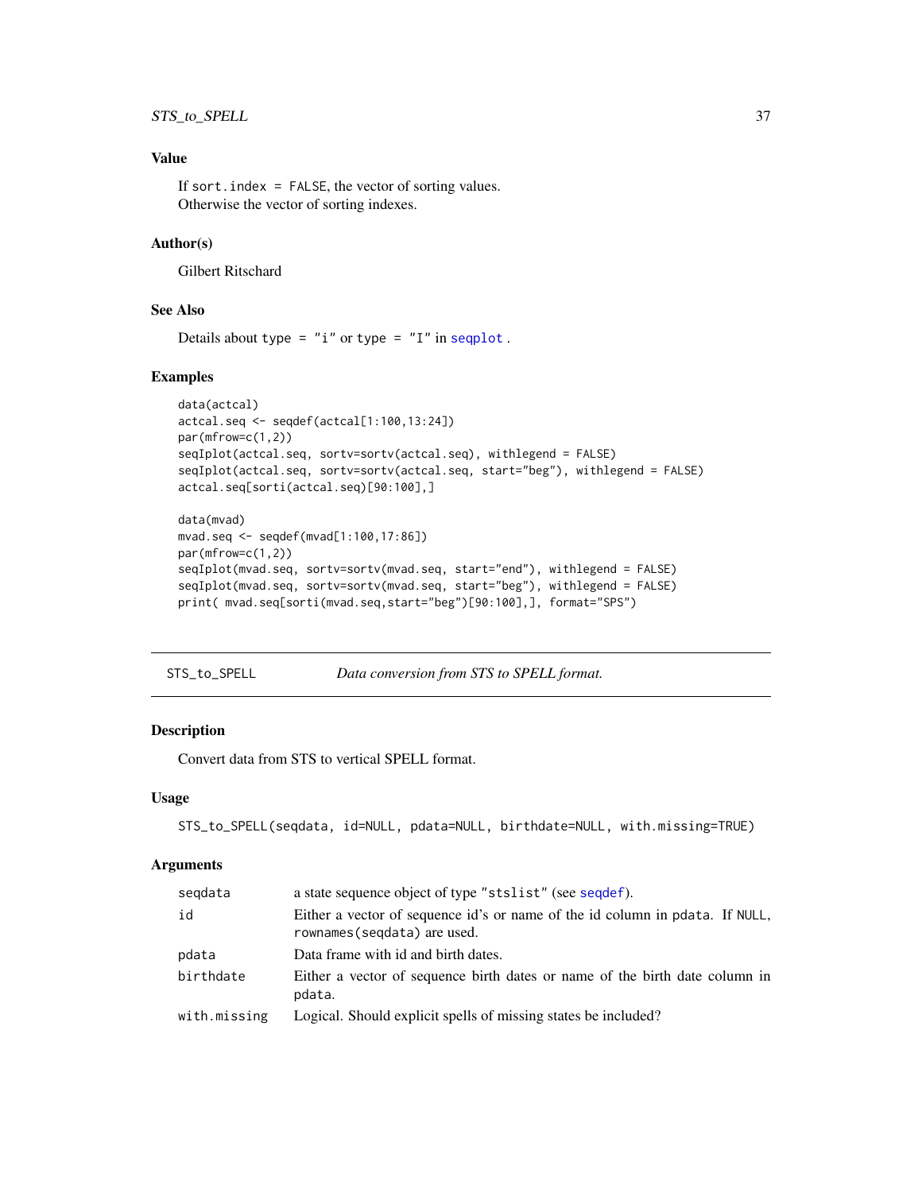### Value

If `sort.index = FALSE`, the vector of sorting values.
Otherwise the vector of sorting indexes.

### Author(s)

Gilbert Ritschard

### See Also

Details about `type = "i"` or `type = "I"` in `seqplot` .

### Examples

```
data(actcal)
actcal.seq <- seqdef(actcal[1:100,13:24])
par(mfrow=c(1,2))
seqIplot(actcal.seq, sortv=sortv(actcal.seq), withlegend = FALSE)
seqIplot(actcal.seq, sortv=sortv(actcal.seq, start="beg"), withlegend = FALSE)
actcal.seq[sorti(actcal.seq)[90:100],]

data(mvad)
mvad.seq <- seqdef(mvad[1:100,17:86])
par(mfrow=c(1,2))
seqIplot(mvad.seq, sortv=sortv(mvad.seq, start="end"), withlegend = FALSE)
seqIplot(mvad.seq, sortv=sortv(mvad.seq, start="beg"), withlegend = FALSE)
print( mvad.seq[sorti(mvad.seq,start="beg")[90:100],], format="SPS")
```

---

## STS_to_SPELL — *Data conversion from STS to SPELL format.*

### Description

Convert data from STS to vertical SPELL format.

### Usage

```
STS_to_SPELL(seqdata, id=NULL, pdata=NULL, birthdate=NULL, with.missing=TRUE)
```

### Arguments

| | |
|---|---|
| `seqdata` | a state sequence object of type `"stslist"` (see `seqdef`). |
| `id` | Either a vector of sequence id's or name of the id column in `pdata`. If `NULL`, `rownames(seqdata)` are used. |
| `pdata` | Data frame with id and birth dates. |
| `birthdate` | Either a vector of sequence birth dates or name of the birth date column in `pdata`. |
| `with.missing` | Logical. Should explicit spells of missing states be included? |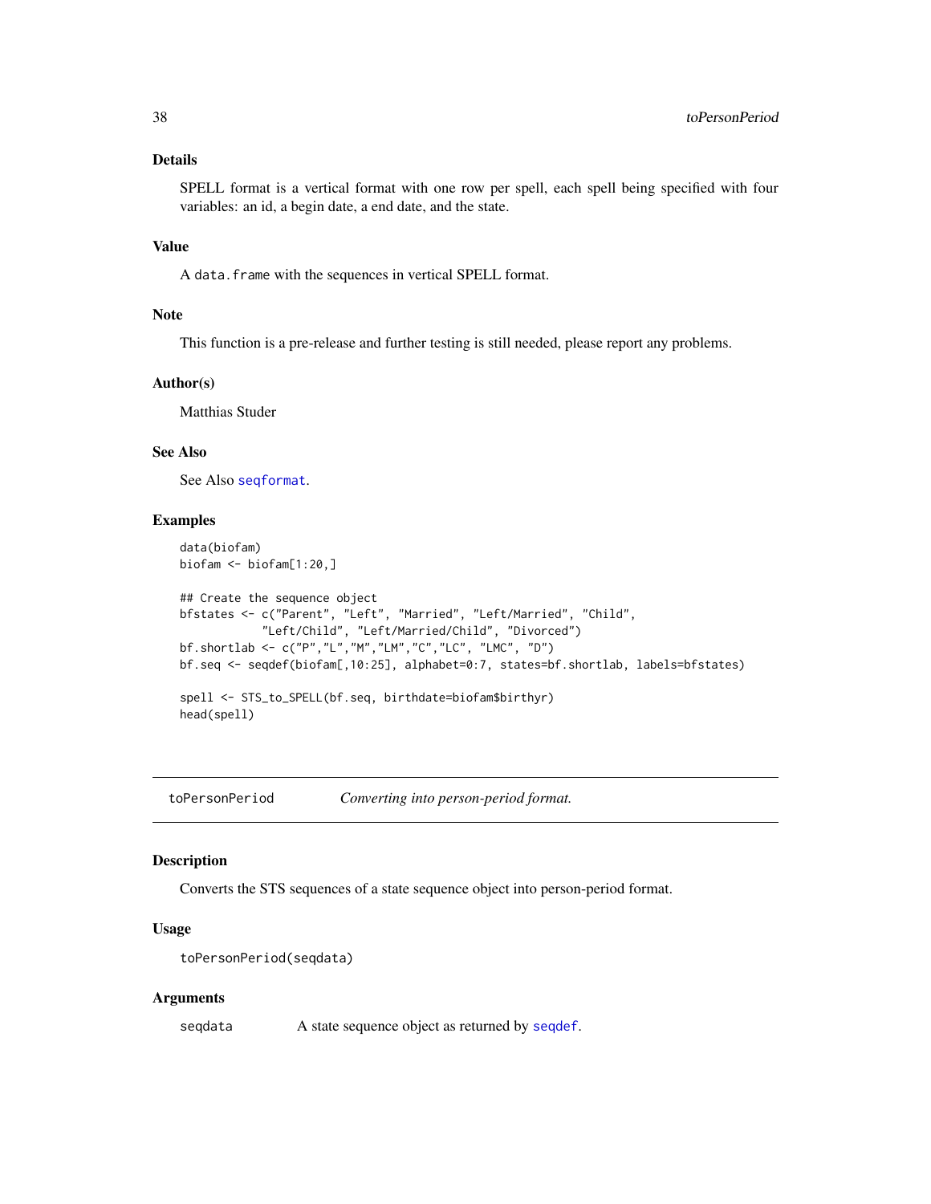### Details

SPELL format is a vertical format with one row per spell, each spell being specified with four variables: an id, a begin date, a end date, and the state.

### Value

A `data.frame` with the sequences in vertical SPELL format.

### Note

This function is a pre-release and further testing is still needed, please report any problems.

### Author(s)

Matthias Studer

### See Also

See Also `seqformat`.

### Examples

```
data(biofam)
biofam <- biofam[1:20,]

## Create the sequence object
bfstates <- c("Parent", "Left", "Married", "Left/Married", "Child",
            "Left/Child", "Left/Married/Child", "Divorced")
bf.shortlab <- c("P","L","M","LM","C","LC", "LMC", "D")
bf.seq <- seqdef(biofam[,10:25], alphabet=0:7, states=bf.shortlab, labels=bfstates)

spell <- STS_to_SPELL(bf.seq, birthdate=biofam$birthyr)
head(spell)
```

---

## toPersonPeriod — *Converting into person-period format.*

### Description

Converts the STS sequences of a state sequence object into person-period format.

### Usage

```
toPersonPeriod(seqdata)
```

### Arguments

| | |
|---|---|
| `seqdata` | A state sequence object as returned by `seqdef`. |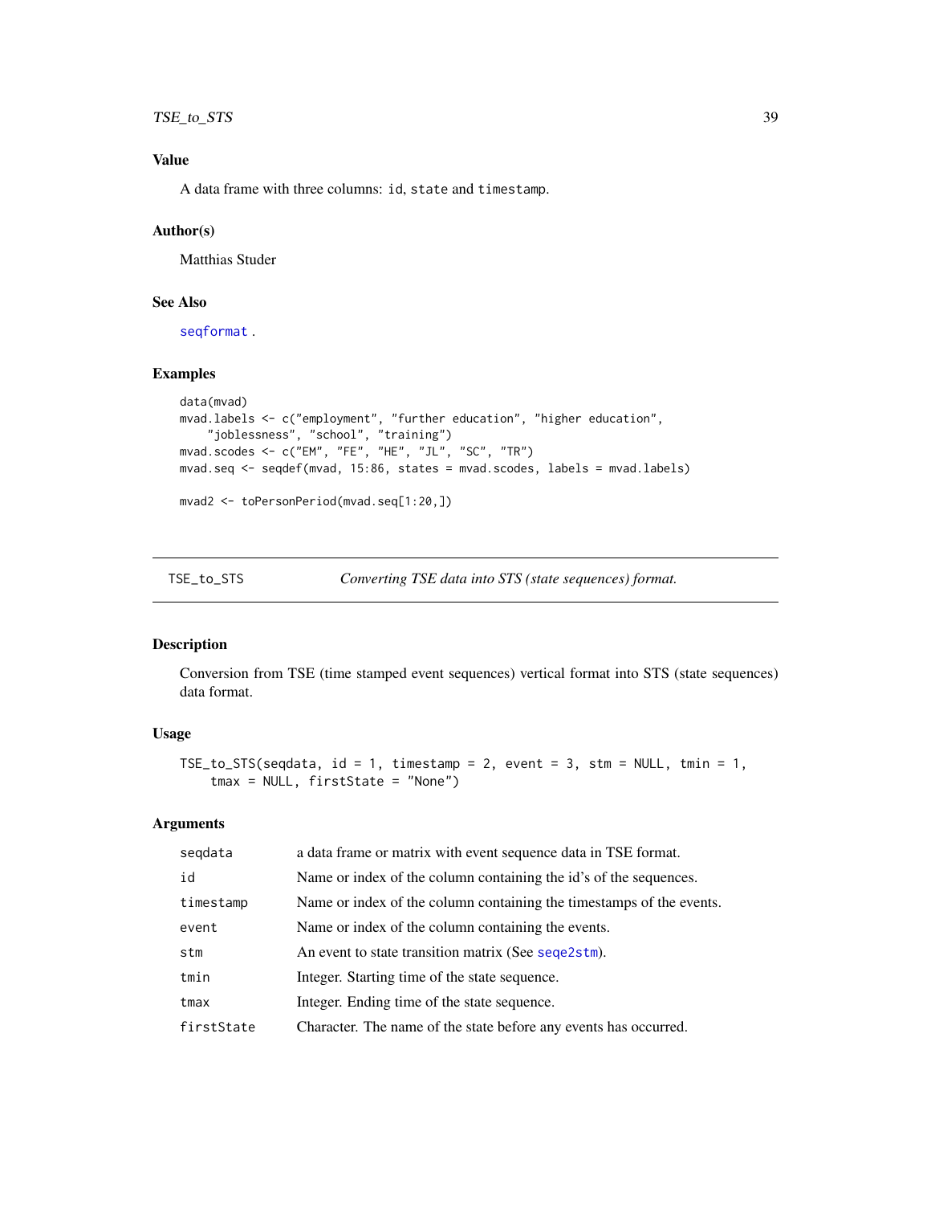### Value

A data frame with three columns: id, state and timestamp.

### Author(s)

Matthias Studer

### See Also

seqformat.

### Examples

```
data(mvad)
mvad.labels <- c("employment", "further education", "higher education",
    "joblessness", "school", "training")
mvad.scodes <- c("EM", "FE", "HE", "JL", "SC", "TR")
mvad.seq <- seqdef(mvad, 15:86, states = mvad.scodes, labels = mvad.labels)

mvad2 <- toPersonPeriod(mvad.seq[1:20,])
```

---

## TSE_to_STS — *Converting TSE data into STS (state sequences) format.*

### Description

Conversion from TSE (time stamped event sequences) vertical format into STS (state sequences) data format.

### Usage

```
TSE_to_STS(seqdata, id = 1, timestamp = 2, event = 3, stm = NULL, tmin = 1,
    tmax = NULL, firstState = "None")
```

### Arguments

| | |
|---|---|
| seqdata | a data frame or matrix with event sequence data in TSE format. |
| id | Name or index of the column containing the id's of the sequences. |
| timestamp | Name or index of the column containing the timestamps of the events. |
| event | Name or index of the column containing the events. |
| stm | An event to state transition matrix (See seqe2stm). |
| tmin | Integer. Starting time of the state sequence. |
| tmax | Integer. Ending time of the state sequence. |
| firstState | Character. The name of the state before any events has occurred. |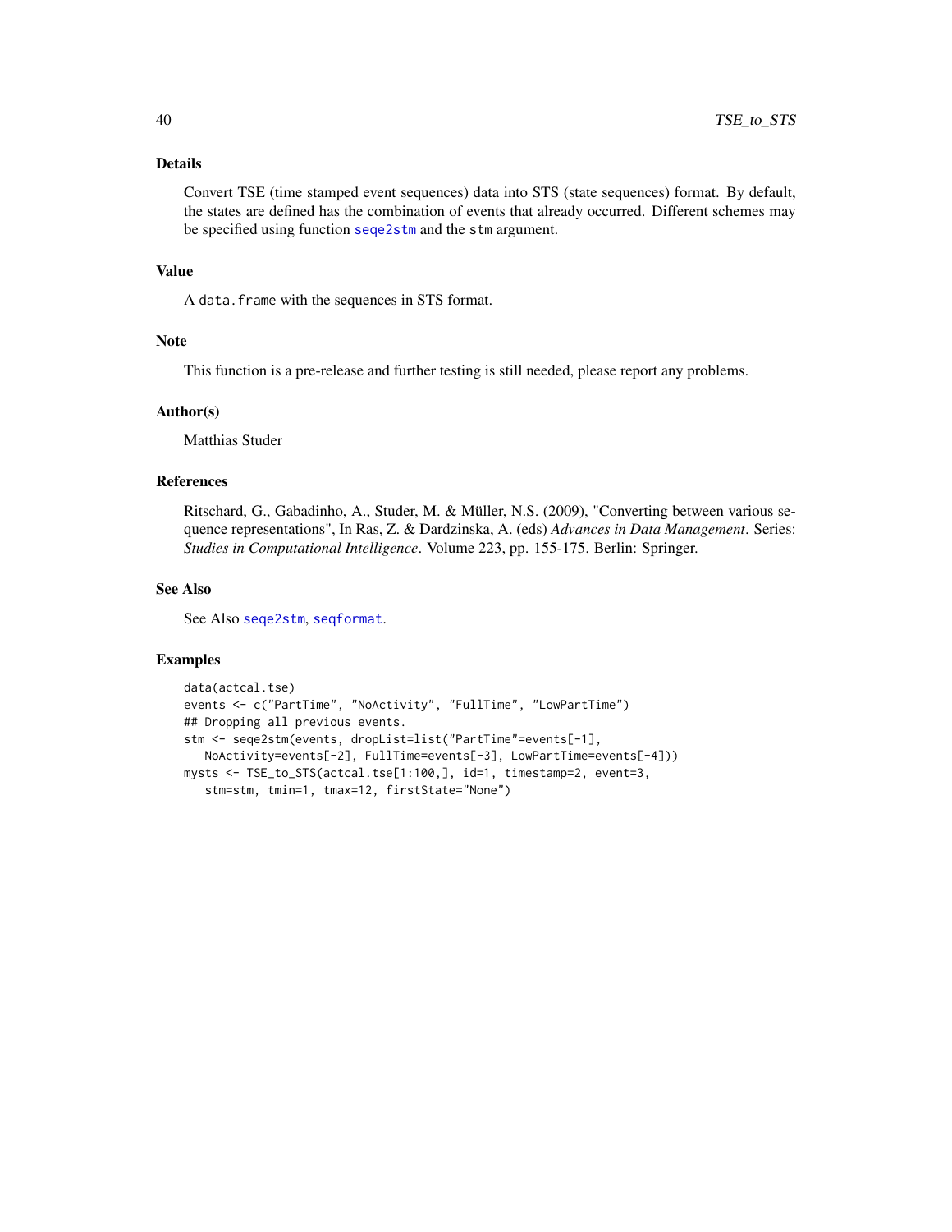## Details

Convert TSE (time stamped event sequences) data into STS (state sequences) format. By default, the states are defined has the combination of events that already occurred. Different schemes may be specified using function `seqe2stm` and the `stm` argument.

## Value

A `data.frame` with the sequences in STS format.

## Note

This function is a pre-release and further testing is still needed, please report any problems.

## Author(s)

Matthias Studer

## References

Ritschard, G., Gabadinho, A., Studer, M. & Müller, N.S. (2009), "Converting between various sequence representations", In Ras, Z. & Dardzinska, A. (eds) *Advances in Data Management*. Series: *Studies in Computational Intelligence*. Volume 223, pp. 155-175. Berlin: Springer.

## See Also

See Also `seqe2stm`, `seqformat`.

## Examples

```
data(actcal.tse)
events <- c("PartTime", "NoActivity", "FullTime", "LowPartTime")
## Dropping all previous events.
stm <- seqe2stm(events, dropList=list("PartTime"=events[-1],
   NoActivity=events[-2], FullTime=events[-3], LowPartTime=events[-4]))
mysts <- TSE_to_STS(actcal.tse[1:100,], id=1, timestamp=2, event=3,
   stm=stm, tmin=1, tmax=12, firstState="None")
```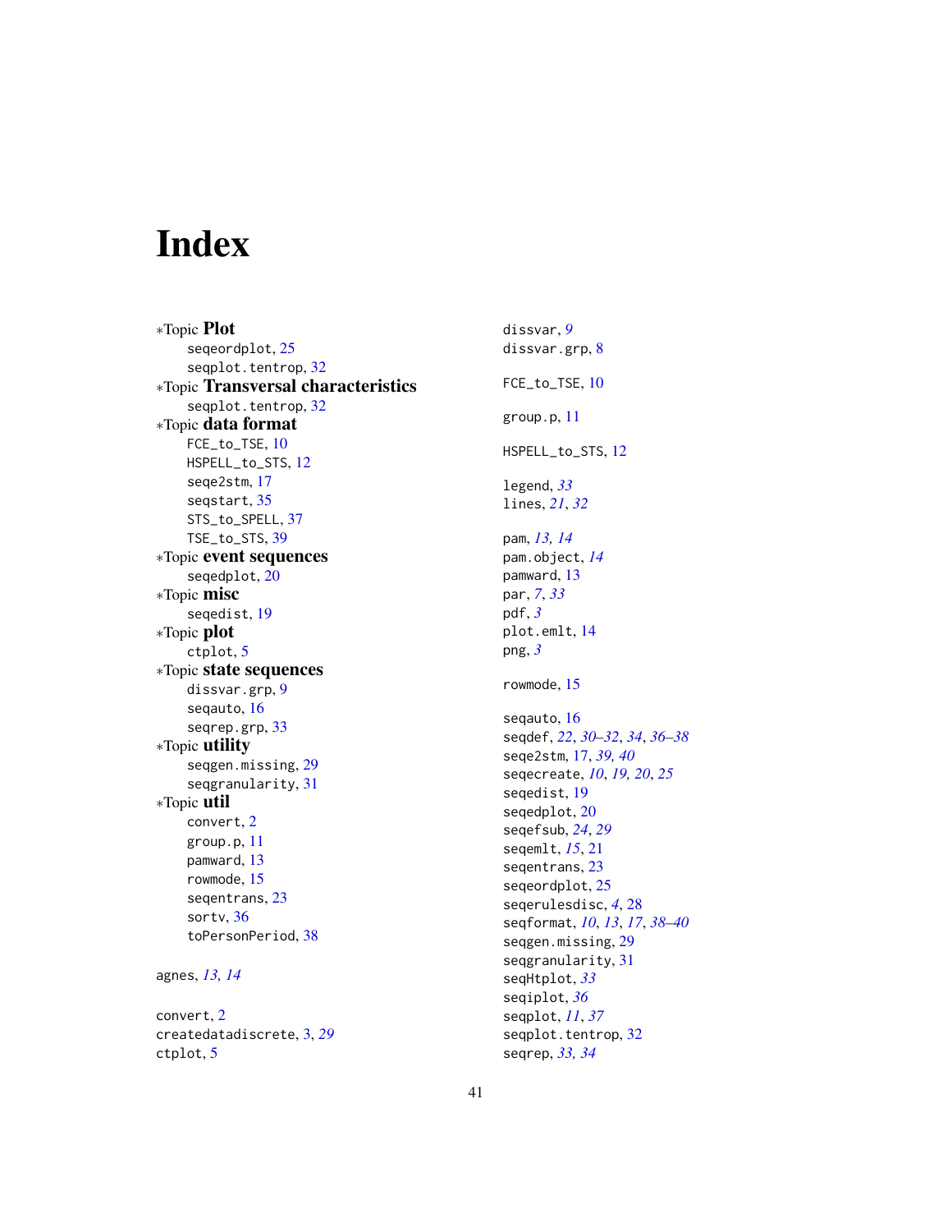# Index

*Topic **Plot**
  seqeordplot, 25
  seqplot.tentrop, 32
*Topic **Transversal characteristics**
  seqplot.tentrop, 32
*Topic **data format**
  FCE_to_TSE, 10
  HSPELL_to_STS, 12
  seqe2stm, 17
  seqstart, 35
  STS_to_SPELL, 37
  TSE_to_STS, 39
*Topic **event sequences**
  seqedplot, 20
*Topic **misc**
  seqedist, 19
*Topic **plot**
  ctplot, 5
*Topic **state sequences**
  dissvar.grp, 9
  seqauto, 16
  seqrep.grp, 33
*Topic **utility**
  seqgen.missing, 29
  seqgranularity, 31
*Topic **util**
  convert, 2
  group.p, 11
  pamward, 13
  rowmode, 15
  seqentrans, 23
  sortv, 36
  toPersonPeriod, 38

agnes, *13, 14*

convert, 2
createdatadiscrete, 3, *29*
ctplot, 5

dissvar, *9*
dissvar.grp, 8

FCE_to_TSE, 10

group.p, 11

HSPELL_to_STS, 12

legend, *33*
lines, *21*, *32*

pam, *13, 14*
pam.object, *14*
pamward, 13
par, *7*, *33*
pdf, *3*
plot.emlt, 14
png, *3*

rowmode, 15

seqauto, 16
seqdef, *22*, *30–32*, *34*, *36–38*
seqe2stm, 17, *39, 40*
seqecreate, *10*, *19, 20*, *25*
seqedist, 19
seqedplot, 20
seqefsub, *24*, *29*
seqemlt, *15*, 21
seqentrans, 23
seqeordplot, 25
seqerulesdisc, *4*, 28
seqformat, *10*, *13*, *17*, *38–40*
seqgen.missing, 29
seqgranularity, 31
seqHtplot, *33*
seqiplot, *36*
seqplot, *11*, *37*
seqplot.tentrop, 32
seqrep, *33, 34*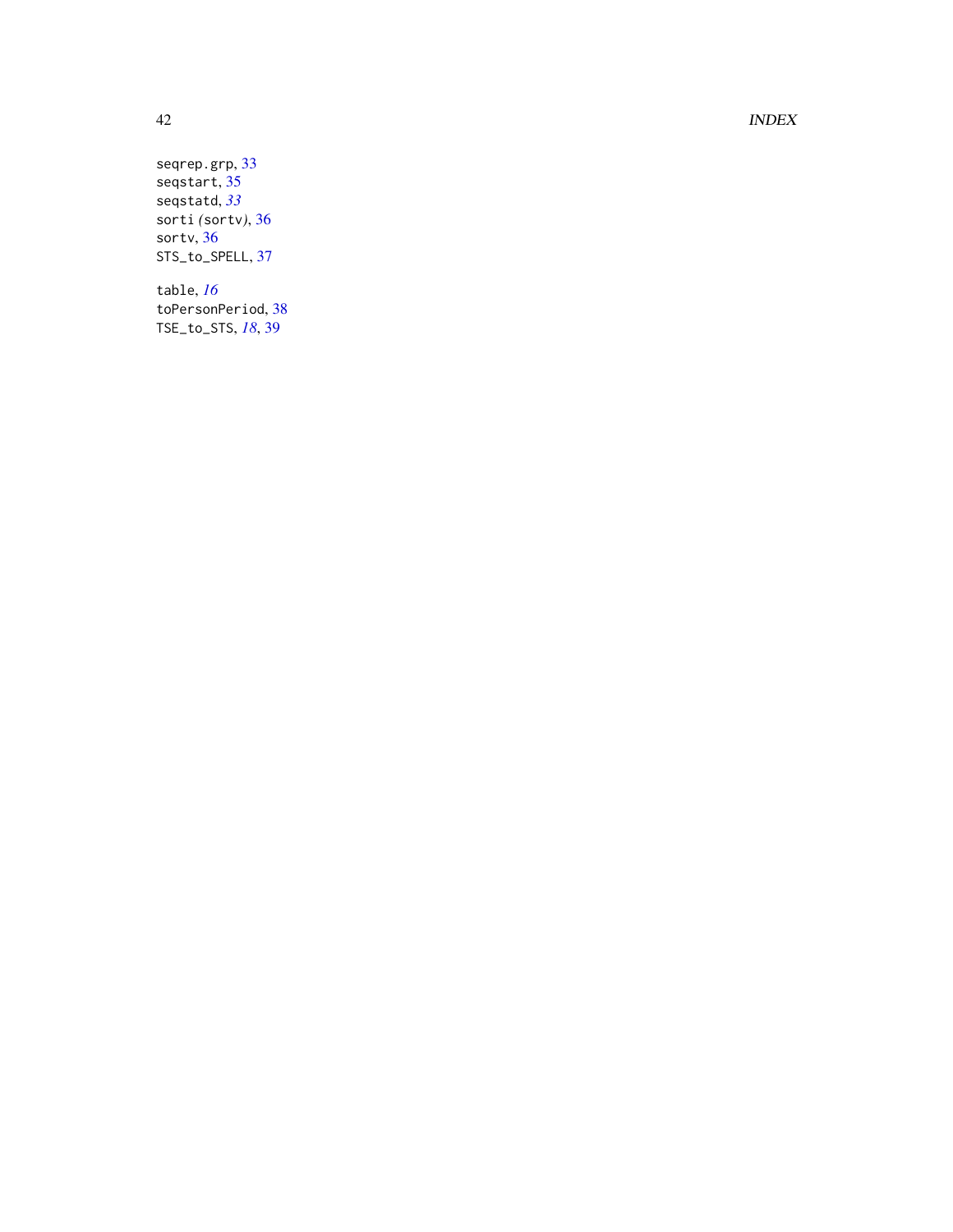seqrep.grp, 33
seqstart, 35
seqstatd, *33*
sorti *(*sortv*)*, 36
sortv, 36
STS_to_SPELL, 37

table, *16*
toPersonPeriod, 38
TSE_to_STS, *18*, 39